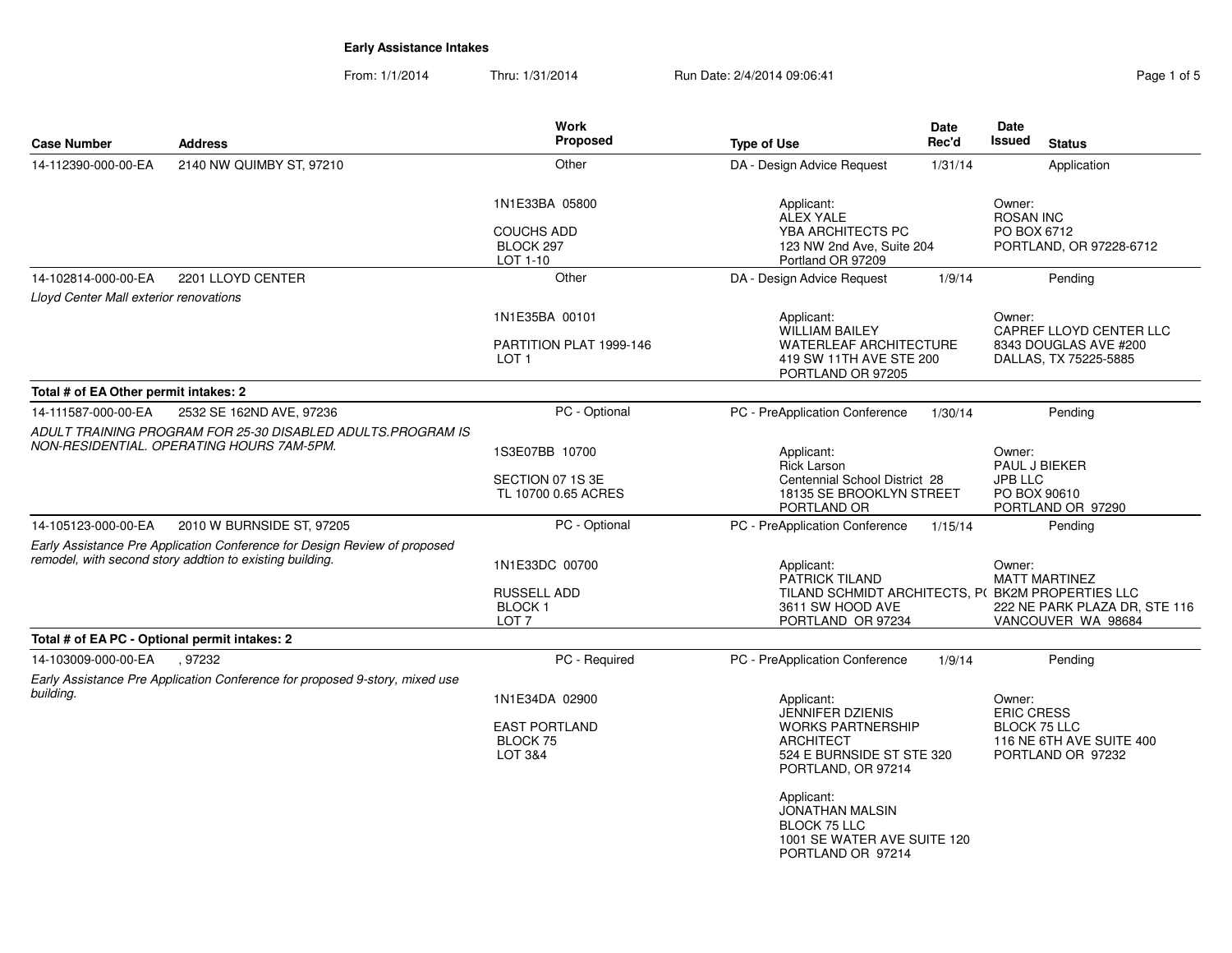**Early Assistance Intakes**

From: 1/1/2014 Thru: 1/31/2014 Run Date: 2/4/2014 09:06:41

| Case Number | Address | Work Proposed | Type of Use | Date Rec'd | Date Issued | Status |
|---|---|---|---|---|---|---|
| 14-112390-000-00-EA | 2140 NW QUIMBY ST, 97210 | Other | DA - Design Advice Request | 1/31/14 | | Application |
| | | 1N1E33BA 05800<br>COUCHS ADD<br>BLOCK 297<br>LOT 1-10 | Applicant:<br>ALEX YALE<br>YBA ARCHITECTS PC<br>123 NW 2nd Ave, Suite 204<br>Portland OR 97209 | | Owner:<br>ROSAN INC<br>PO BOX 6712<br>PORTLAND, OR 97228-6712 | |
| 14-102814-000-00-EA | 2201 LLOYD CENTER | Other | DA - Design Advice Request | 1/9/14 | | Pending |
| *Lloyd Center Mall exterior renovations* | | 1N1E35BA 00101<br>PARTITION PLAT 1999-146<br>LOT 1 | Applicant:<br>WILLIAM BAILEY<br>WATERLEAF ARCHITECTURE<br>419 SW 11TH AVE STE 200<br>PORTLAND OR 97205 | | Owner:<br>CAPREF LLOYD CENTER LLC<br>8343 DOUGLAS AVE #200<br>DALLAS, TX 75225-5885 | |
| **Total # of EA Other permit intakes: 2** | | | | | | |
| 14-111587-000-00-EA | 2532 SE 162ND AVE, 97236 | PC - Optional | PC - PreApplication Conference | 1/30/14 | | Pending |
| *ADULT TRAINING PROGRAM FOR 25-30 DISABLED ADULTS.PROGRAM IS NON-RESIDENTIAL. OPERATING HOURS 7AM-5PM.* | | 1S3E07BB 10700<br>SECTION 07 1S 3E<br>TL 10700 0.65 ACRES | Applicant:<br>Rick Larson<br>Centennial School District 28<br>18135 SE BROOKLYN STREET<br>PORTLAND OR | | Owner:<br>PAUL J BIEKER<br>JPB LLC<br>PO BOX 90610<br>PORTLAND OR 97290 | |
| 14-105123-000-00-EA | 2010 W BURNSIDE ST, 97205 | PC - Optional | PC - PreApplication Conference | 1/15/14 | | Pending |
| *Early Assistance Pre Application Conference for Design Review of proposed remodel, with second story addtion to existing building.* | | 1N1E33DC 00700<br>RUSSELL ADD<br>BLOCK 1<br>LOT 7 | Applicant:<br>PATRICK TILAND<br>TILAND SCHMIDT ARCHITECTS, P(<br>3611 SW HOOD AVE<br>PORTLAND OR 97234 | | Owner:<br>MATT MARTINEZ<br>BK2M PROPERTIES LLC<br>222 NE PARK PLAZA DR, STE 116<br>VANCOUVER WA 98684 | |
| **Total # of EA PC - Optional permit intakes: 2** | | | | | | |
| 14-103009-000-00-EA | , 97232 | PC - Required | PC - PreApplication Conference | 1/9/14 | | Pending |
| *Early Assistance Pre Application Conference for proposed 9-story, mixed use building.* | | 1N1E34DA 02900<br>EAST PORTLAND<br>BLOCK 75<br>LOT 3&4 | Applicant:<br>JENNIFER DZIENIS<br>WORKS PARTNERSHIP<br>ARCHITECT<br>524 E BURNSIDE ST STE 320<br>PORTLAND, OR 97214<br><br>Applicant:<br>JONATHAN MALSIN<br>BLOCK 75 LLC<br>1001 SE WATER AVE SUITE 120<br>PORTLAND OR 97214 | | Owner:<br>ERIC CRESS<br>BLOCK 75 LLC<br>116 NE 6TH AVE SUITE 400<br>PORTLAND OR 97232 | |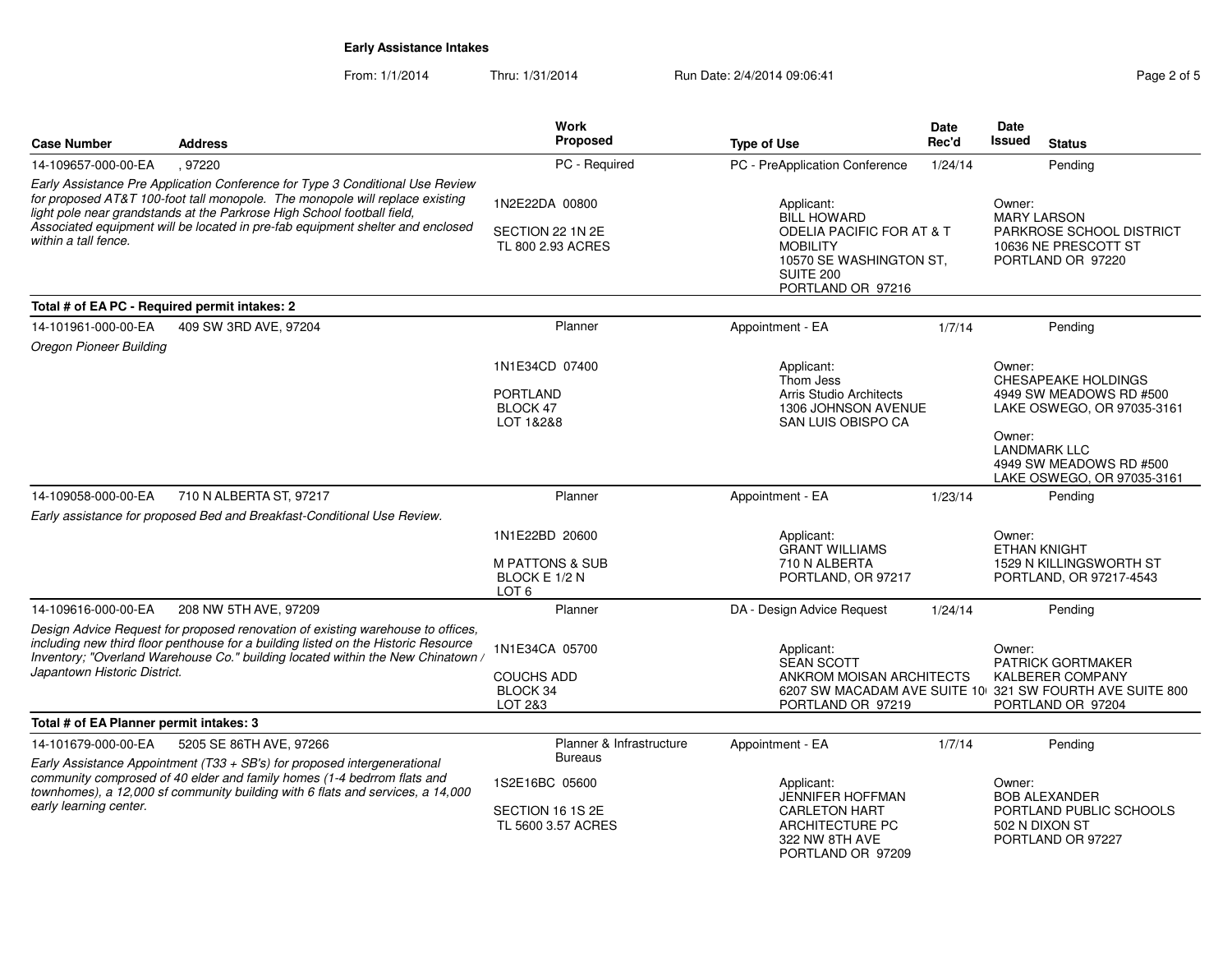**Early Assistance Intakes**

From: 1/1/2014 Thru: 1/31/2014 Run Date: 2/4/2014 09:06:41

| Case Number | Address | Work Proposed | Type of Use | Date Rec'd | Date Issued | Status |
|---|---|---|---|---|---|---|
| 14-109657-000-00-EA | , 97220 | PC - Required | PC - PreApplication Conference | 1/24/14 | | Pending |
| *Early Assistance Pre Application Conference for Type 3 Conditional Use Review for proposed AT&T 100-foot tall monopole. The monopole will replace existing light pole near grandstands at the Parkrose High School football field, Associated equipment will be located in pre-fab equipment shelter and enclosed within a tall fence.* | | 1N2E22DA 00800<br>SECTION 22 1N 2E<br>TL 800 2.93 ACRES | Applicant:<br>BILL HOWARD<br>ODELIA PACIFIC FOR AT & T MOBILITY<br>10570 SE WASHINGTON ST, SUITE 200<br>PORTLAND OR 97216 | | Owner:<br>MARY LARSON<br>PARKROSE SCHOOL DISTRICT<br>10636 NE PRESCOTT ST<br>PORTLAND OR 97220 | |
| **Total # of EA PC - Required permit intakes: 2** | | | | | | |
| 14-101961-000-00-EA | 409 SW 3RD AVE, 97204 | Planner | Appointment - EA | 1/7/14 | | Pending |
| *Oregon Pioneer Building* | | 1N1E34CD 07400<br>PORTLAND<br>BLOCK 47<br>LOT 1&2&8 | Applicant:<br>Thom Jess<br>Arris Studio Architects<br>1306 JOHNSON AVENUE<br>SAN LUIS OBISPO CA | | Owner:<br>CHESAPEAKE HOLDINGS<br>4949 SW MEADOWS RD #500<br>LAKE OSWEGO, OR 97035-3161<br>Owner:<br>LANDMARK LLC<br>4949 SW MEADOWS RD #500<br>LAKE OSWEGO, OR 97035-3161 | |
| 14-109058-000-00-EA | 710 N ALBERTA ST, 97217 | Planner | Appointment - EA | 1/23/14 | | Pending |
| *Early assistance for proposed Bed and Breakfast-Conditional Use Review.* | | 1N1E22BD 20600<br>M PATTONS & SUB<br>BLOCK E 1/2 N<br>LOT 6 | Applicant:<br>GRANT WILLIAMS<br>710 N ALBERTA<br>PORTLAND, OR 97217 | | Owner:<br>ETHAN KNIGHT<br>1529 N KILLINGSWORTH ST<br>PORTLAND, OR 97217-4543 | |
| 14-109616-000-00-EA | 208 NW 5TH AVE, 97209 | Planner | DA - Design Advice Request | 1/24/14 | | Pending |
| *Design Advice Request for proposed renovation of existing warehouse to offices, including new third floor penthouse for a building listed on the Historic Resource Inventory; "Overland Warehouse Co." building located within the New Chinatown / Japantown Historic District.* | | 1N1E34CA 05700<br>COUCHS ADD<br>BLOCK 34<br>LOT 2&3 | Applicant:<br>SEAN SCOTT<br>ANKROM MOISAN ARCHITECTS<br>6207 SW MACADAM AVE SUITE 10<br>PORTLAND OR 97219 | | Owner:<br>PATRICK GORTMAKER<br>KALBERER COMPANY<br>321 SW FOURTH AVE SUITE 800<br>PORTLAND OR 97204 | |
| **Total # of EA Planner permit intakes: 3** | | | | | | |
| 14-101679-000-00-EA | 5205 SE 86TH AVE, 97266 | Planner & Infrastructure Bureaus | Appointment - EA | 1/7/14 | | Pending |
| *Early Assistance Appointment (T33 + SB's) for proposed intergenerational community compromised of 40 elder and family homes (1-4 bedrrom flats and townhomes), a 12,000 sf community building with 6 flats and services, a 14,000 early learning center.* | | 1S2E16BC 05600<br>SECTION 16 1S 2E<br>TL 5600 3.57 ACRES | Applicant:<br>JENNIFER HOFFMAN<br>CARLETON HART ARCHITECTURE PC<br>322 NW 8TH AVE<br>PORTLAND OR 97209 | | Owner:<br>BOB ALEXANDER<br>PORTLAND PUBLIC SCHOOLS<br>502 N DIXON ST<br>PORTLAND OR 97227 | |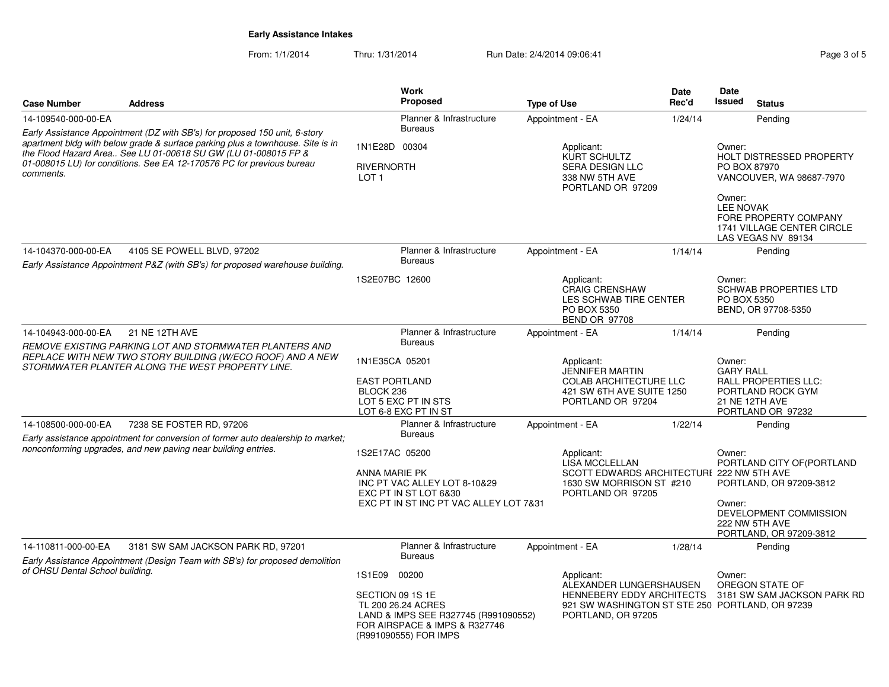**Early Assistance Intakes**

From: 1/1/2014 Thru: 1/31/2014 Run Date: 2/4/2014 09:06:41

| Case Number | Address | Work Proposed | Type of Use | Date Rec'd | Date Issued | Status |
|---|---|---|---|---|---|---|
| 14-109540-000-00-EA | | Planner & Infrastructure Bureaus | Appointment - EA | 1/24/14 | | Pending |
| *Early Assistance Appointment (DZ with SB's) for proposed 150 unit, 6-story apartment bldg with below grade & surface parking plus a townhouse. Site is in the Flood Hazard Area.. See LU 01-00618 SU GW (LU 01-008015 FP & 01-008015 LU) for conditions. See EA 12-170576 PC for previous bureau comments.* | | 1N1E28D 00304<br>RIVERNORTH<br>LOT 1 | Applicant:<br>KURT SCHULTZ<br>SERA DESIGN LLC<br>338 NW 5TH AVE<br>PORTLAND OR 97209 | | Owner:<br>HOLT DISTRESSED PROPERTY<br>PO BOX 87970<br>VANCOUVER, WA 98687-7970<br>Owner:<br>LEE NOVAK<br>FORE PROPERTY COMPANY<br>1741 VILLAGE CENTER CIRCLE<br>LAS VEGAS NV 89134 | |
| 14-104370-000-00-EA | 4105 SE POWELL BLVD, 97202 | Planner & Infrastructure Bureaus | Appointment - EA | 1/14/14 | | Pending |
| *Early Assistance Appointment P&Z (with SB's) for proposed warehouse building.* | | 1S2E07BC 12600 | Applicant:<br>CRAIG CRENSHAW<br>LES SCHWAB TIRE CENTER<br>PO BOX 5350<br>BEND OR 97708 | | Owner:<br>SCHWAB PROPERTIES LTD<br>PO BOX 5350<br>BEND, OR 97708-5350 | |
| 14-104943-000-00-EA | 21 NE 12TH AVE | Planner & Infrastructure Bureaus | Appointment - EA | 1/14/14 | | Pending |
| *REMOVE EXISTING PARKING LOT AND STORMWATER PLANTERS AND REPLACE WITH NEW TWO STORY BUILDING (W/ECO ROOF) AND A NEW STORMWATER PLANTER ALONG THE WEST PROPERTY LINE.* | | 1N1E35CA 05201<br>EAST PORTLAND<br>BLOCK 236<br>LOT 5 EXC PT IN STS<br>LOT 6-8 EXC PT IN ST | Applicant:<br>JENNIFER MARTIN<br>COLAB ARCHITECTURE LLC<br>421 SW 6TH AVE SUITE 1250<br>PORTLAND OR 97204 | | Owner:<br>GARY RALL<br>RALL PROPERTIES LLC:<br>PORTLAND ROCK GYM<br>21 NE 12TH AVE<br>PORTLAND OR 97232 | |
| 14-108500-000-00-EA | 7238 SE FOSTER RD, 97206 | Planner & Infrastructure Bureaus | Appointment - EA | 1/22/14 | | Pending |
| *Early assistance appointment for conversion of former auto dealership to market; nonconforming upgrades, and new paving near building entries.* | | 1S2E17AC 05200<br>ANNA MARIE PK<br>INC PT VAC ALLEY LOT 8-10&29<br>EXC PT IN ST LOT 6&30<br>EXC PT IN ST INC PT VAC ALLEY LOT 7&31 | Applicant:<br>LISA MCCLELLAN<br>SCOTT EDWARDS ARCHITECTURE<br>1630 SW MORRISON ST #210<br>PORTLAND OR 97205 | | Owner:<br>PORTLAND CITY OF(PORTLAND<br>222 NW 5TH AVE<br>PORTLAND, OR 97209-3812<br>Owner:<br>DEVELOPMENT COMMISSION<br>222 NW 5TH AVE<br>PORTLAND, OR 97209-3812 | |
| 14-110811-000-00-EA | 3181 SW SAM JACKSON PARK RD, 97201 | Planner & Infrastructure Bureaus | Appointment - EA | 1/28/14 | | Pending |
| *Early Assistance Appointment (Design Team with SB's) for proposed demolition of OHSU Dental School building.* | | 1S1E09 00200<br>SECTION 09 1S 1E<br>TL 200 26.24 ACRES<br>LAND & IMPS SEE R327745 (R991090552) FOR AIRSPACE & IMPS & R327746 (R991090555) FOR IMPS | Applicant:<br>ALEXANDER LUNGERSHAUSEN<br>HENNEBERY EDDY ARCHITECTS<br>921 SW WASHINGTON ST STE 250<br>PORTLAND, OR 97205 | | Owner:<br>OREGON STATE OF<br>3181 SW SAM JACKSON PARK RD<br>PORTLAND, OR 97239 | |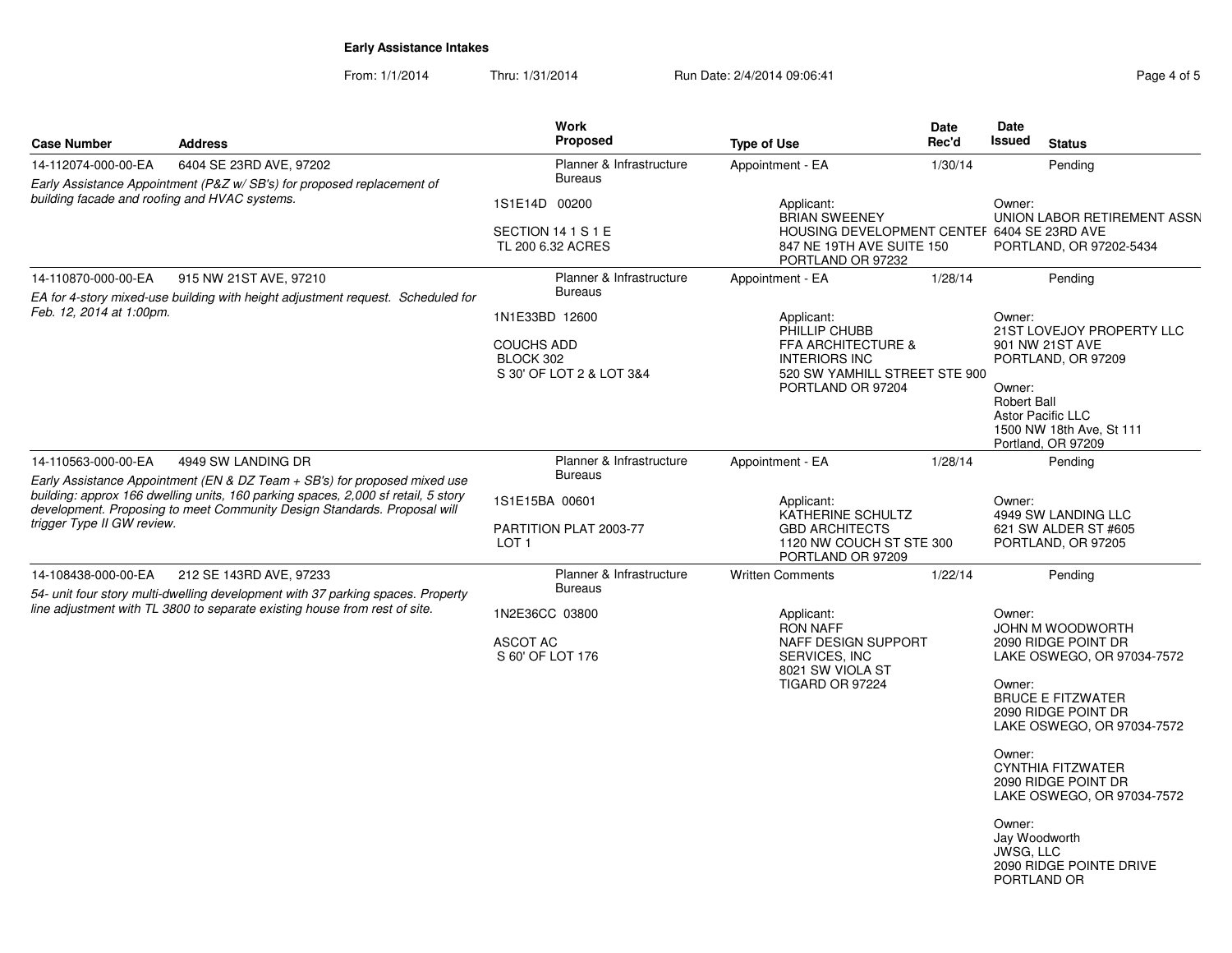**Early Assistance Intakes**

From: 1/1/2014 Thru: 1/31/2014 Run Date: 2/4/2014 09:06:41

| Case Number | Address | Work Proposed | Type of Use | Date Rec'd | Date Issued | Status |
|---|---|---|---|---|---|---|
| 14-112074-000-00-EA | 6404 SE 23RD AVE, 97202 | Planner & Infrastructure Bureaus | Appointment - EA | 1/30/14 | | Pending |
| *Early Assistance Appointment (P&Z w/ SB's) for proposed replacement of building facade and roofing and HVAC systems.* | | 1S1E14D 00200<br><br>SECTION 14 1 S 1 E<br>TL 200 6.32 ACRES | Applicant:<br>BRIAN SWEENEY<br>HOUSING DEVELOPMENT CENTER<br>847 NE 19TH AVE SUITE 150<br>PORTLAND OR 97232 | | Owner:<br>UNION LABOR RETIREMENT ASSN<br>6404 SE 23RD AVE<br>PORTLAND, OR 97202-5434 | |
| 14-110870-000-00-EA | 915 NW 21ST AVE, 97210 | Planner & Infrastructure Bureaus | Appointment - EA | 1/28/14 | | Pending |
| *EA for 4-story mixed-use building with height adjustment request. Scheduled for Feb. 12, 2014 at 1:00pm.* | | 1N1E33BD 12600<br><br>COUCHS ADD<br>BLOCK 302<br>S 30' OF LOT 2 & LOT 3&4 | Applicant:<br>PHILLIP CHUBB<br>FFA ARCHITECTURE & INTERIORS INC<br>520 SW YAMHILL STREET STE 900<br>PORTLAND OR 97204 | | Owner:<br>21ST LOVEJOY PROPERTY LLC<br>901 NW 21ST AVE<br>PORTLAND, OR 97209<br><br>Owner:<br>Robert Ball<br>Astor Pacific LLC<br>1500 NW 18th Ave, St 111<br>Portland, OR 97209 | |
| 14-110563-000-00-EA | 4949 SW LANDING DR | Planner & Infrastructure Bureaus | Appointment - EA | 1/28/14 | | Pending |
| *Early Assistance Appointment (EN & DZ Team + SB's) for proposed mixed use building: approx 166 dwelling units, 160 parking spaces, 2,000 sf retail, 5 story development. Proposing to meet Community Design Standards. Proposal will trigger Type II GW review.* | | 1S1E15BA 00601<br><br>PARTITION PLAT 2003-77<br>LOT 1 | Applicant:<br>KATHERINE SCHULTZ<br>GBD ARCHITECTS<br>1120 NW COUCH ST STE 300<br>PORTLAND OR 97209 | | Owner:<br>4949 SW LANDING LLC<br>621 SW ALDER ST #605<br>PORTLAND, OR 97205 | |
| 14-108438-000-00-EA | 212 SE 143RD AVE, 97233 | Planner & Infrastructure Bureaus | Written Comments | 1/22/14 | | Pending |
| *54- unit four story multi-dwelling development with 37 parking spaces. Property line adjustment with TL 3800 to separate existing house from rest of site.* | | 1N2E36CC 03800<br><br>ASCOT AC<br>S 60' OF LOT 176 | Applicant:<br>RON NAFF<br>NAFF DESIGN SUPPORT SERVICES, INC<br>8021 SW VIOLA ST<br>TIGARD OR 97224 | | Owner:<br>JOHN M WOODWORTH<br>2090 RIDGE POINT DR<br>LAKE OSWEGO, OR 97034-7572<br><br>Owner:<br>BRUCE E FITZWATER<br>2090 RIDGE POINT DR<br>LAKE OSWEGO, OR 97034-7572<br><br>Owner:<br>CYNTHIA FITZWATER<br>2090 RIDGE POINT DR<br>LAKE OSWEGO, OR 97034-7572<br><br>Owner:<br>Jay Woodworth<br>JWSG, LLC<br>2090 RIDGE POINTE DRIVE<br>PORTLAND OR | |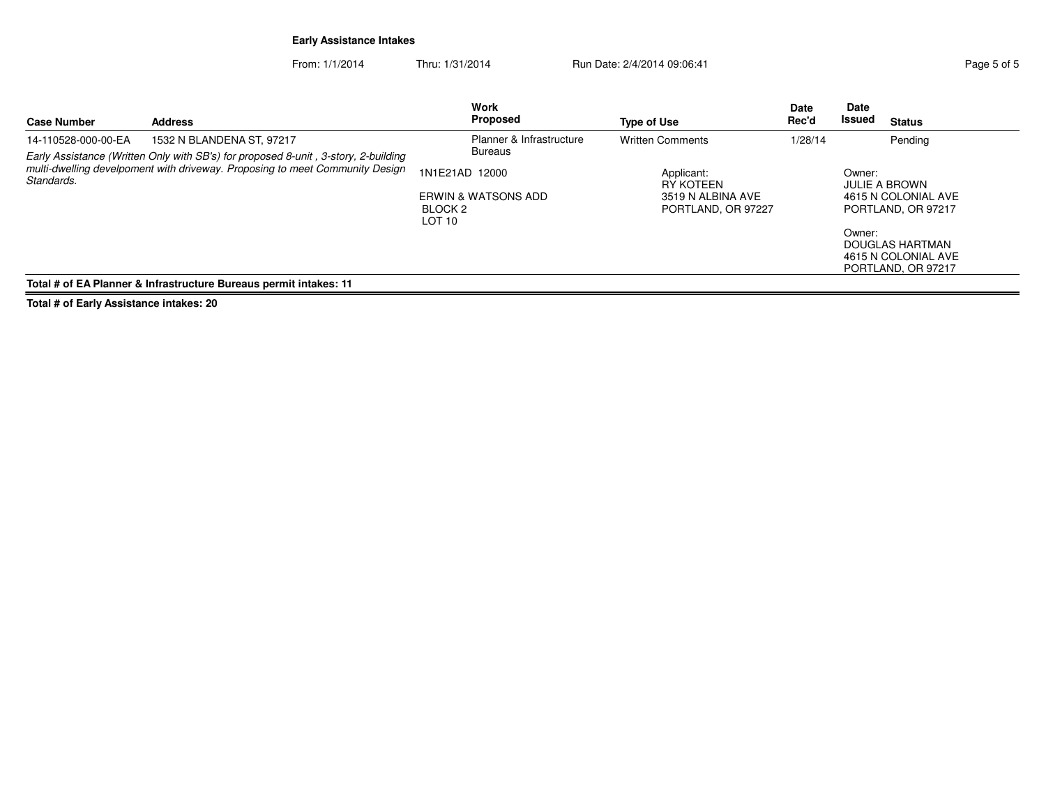**Early Assistance Intakes**

From: 1/1/2014 Thru: 1/31/2014 Run Date: 2/4/2014 09:06:41

| Case Number | Address | Work Proposed | Type of Use | Date Rec'd | Date Issued | Status |
|---|---|---|---|---|---|---|
| 14-110528-000-00-EA | 1532 N BLANDENA ST, 97217 | Planner & Infrastructure Bureaus | Written Comments | 1/28/14 | | Pending |

*Early Assistance (Written Only with SB's) for proposed 8-unit , 3-story, 2-building multi-dwelling develpoment with driveway. Proposing to meet Community Design Standards.*

1N1E21AD 12000

ERWIN & WATSONS ADD
BLOCK 2
LOT 10

Applicant:
RY KOTEEN
3519 N ALBINA AVE
PORTLAND, OR 97227

Owner:
JULIE A BROWN
4615 N COLONIAL AVE
PORTLAND, OR 97217

Owner:
DOUGLAS HARTMAN
4615 N COLONIAL AVE
PORTLAND, OR 97217

**Total # of EA Planner & Infrastructure Bureaus permit intakes: 11**

**Total # of Early Assistance intakes: 20**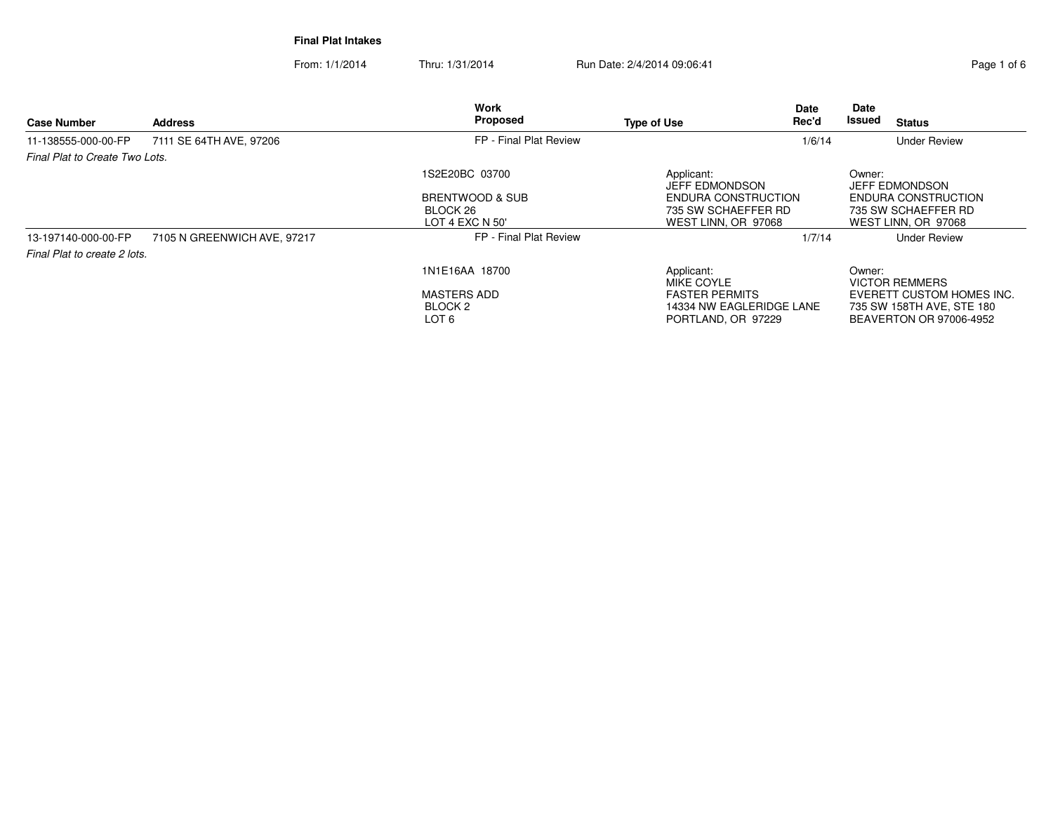**Final Plat Intakes**

From: 1/1/2014 Thru: 1/31/2014 Run Date: 2/4/2014 09:06:41

| Case Number | Address | Work Proposed | Type of Use | Date Rec'd | Date Issued | Status |
|---|---|---|---|---|---|---|
| 11-138555-000-00-FP | 7111 SE 64TH AVE, 97206 | FP - Final Plat Review | | 1/6/14 | | Under Review |
| *Final Plat to Create Two Lots.* | | | | | | |
| | | 1S2E20BC 03700<br><br>BRENTWOOD & SUB<br>BLOCK 26<br>LOT 4 EXC N 50' | Applicant:<br>JEFF EDMONDSON<br>ENDURA CONSTRUCTION<br>735 SW SCHAEFFER RD<br>WEST LINN, OR 97068 | | Owner:<br>JEFF EDMONDSON<br>ENDURA CONSTRUCTION<br>735 SW SCHAEFFER RD<br>WEST LINN, OR 97068 | |
| 13-197140-000-00-FP | 7105 N GREENWICH AVE, 97217 | FP - Final Plat Review | | 1/7/14 | | Under Review |
| *Final Plat to create 2 lots.* | | | | | | |
| | | 1N1E16AA 18700<br><br>MASTERS ADD<br>BLOCK 2<br>LOT 6 | Applicant:<br>MIKE COYLE<br>FASTER PERMITS<br>14334 NW EAGLERIDGE LANE<br>PORTLAND, OR 97229 | | Owner:<br>VICTOR REMMERS<br>EVERETT CUSTOM HOMES INC.<br>735 SW 158TH AVE, STE 180<br>BEAVERTON OR 97006-4952 | |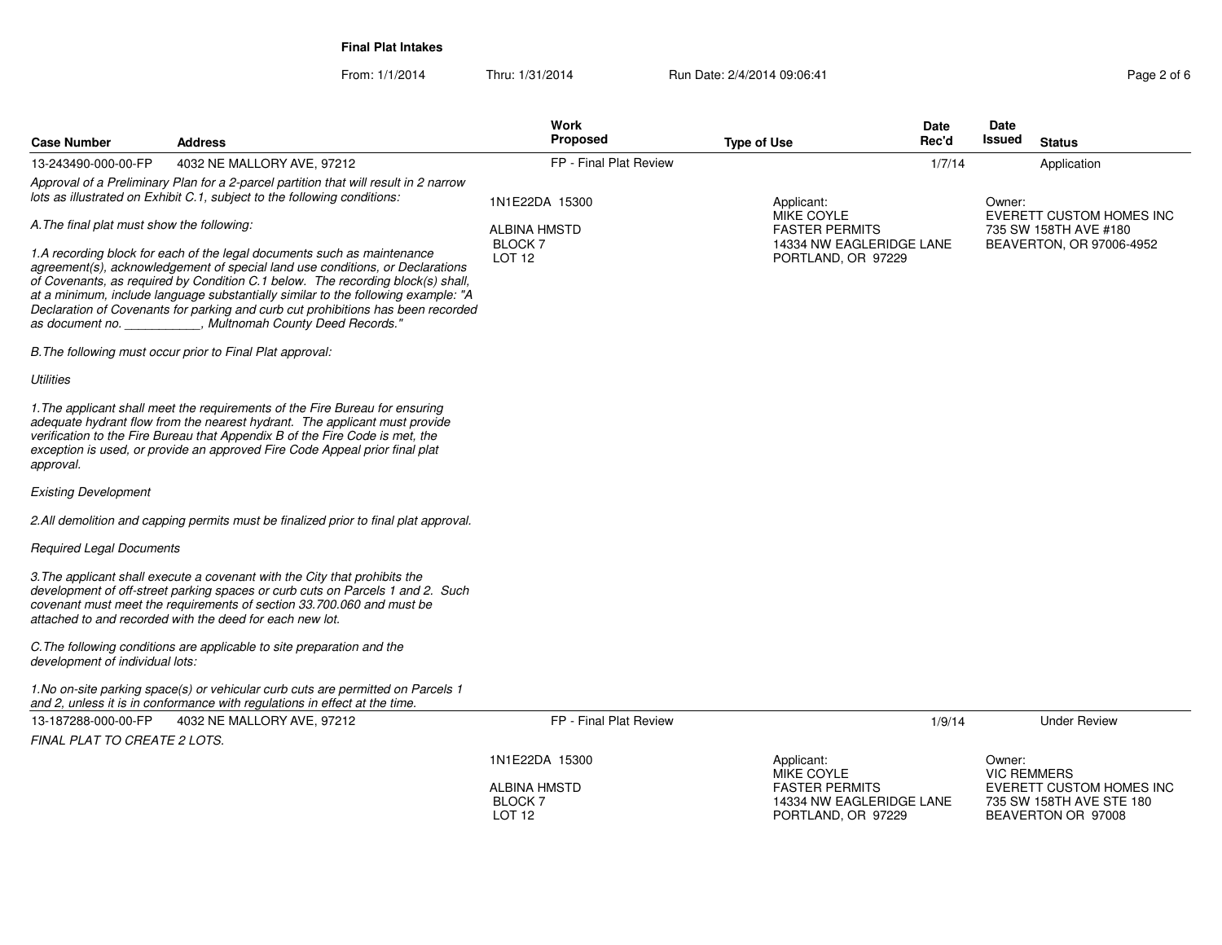**Final Plat Intakes**

From: 1/1/2014 Thru: 1/31/2014 Run Date: 2/4/2014 09:06:41

| Case Number | Address | Work Proposed | Type of Use | Date Rec'd | Date Issued | Status |
|---|---|---|---|---|---|---|
| 13-243490-000-00-FP | 4032 NE MALLORY AVE, 97212 | FP - Final Plat Review | | 1/7/14 | | Application |

*Approval of a Preliminary Plan for a 2-parcel partition that will result in 2 narrow lots as illustrated on Exhibit C.1, subject to the following conditions:*

*A.The final plat must show the following:*

*1.A recording block for each of the legal documents such as maintenance agreement(s), acknowledgement of special land use conditions, or Declarations of Covenants, as required by Condition C.1 below. The recording block(s) shall, at a minimum, include language substantially similar to the following example: "A Declaration of Covenants for parking and curb cut prohibitions has been recorded as document no. ___________, Multnomah County Deed Records."*

*B.The following must occur prior to Final Plat approval:*

*Utilities*

*1.The applicant shall meet the requirements of the Fire Bureau for ensuring adequate hydrant flow from the nearest hydrant. The applicant must provide verification to the Fire Bureau that Appendix B of the Fire Code is met, the exception is used, or provide an approved Fire Code Appeal prior final plat approval.*

*Existing Development*

*2.All demolition and capping permits must be finalized prior to final plat approval.*

*Required Legal Documents*

*3.The applicant shall execute a covenant with the City that prohibits the development of off-street parking spaces or curb cuts on Parcels 1 and 2. Such covenant must meet the requirements of section 33.700.060 and must be attached to and recorded with the deed for each new lot.*

*C.The following conditions are applicable to site preparation and the development of individual lots:*

*1.No on-site parking space(s) or vehicular curb cuts are permitted on Parcels 1 and 2, unless it is in conformance with regulations in effect at the time.*

1N1E22DA 15300

ALBINA HMSTD
BLOCK 7
LOT 12

Applicant:
MIKE COYLE
FASTER PERMITS
14334 NW EAGLERIDGE LANE
PORTLAND, OR 97229

Owner:
EVERETT CUSTOM HOMES INC
735 SW 158TH AVE #180
BEAVERTON, OR 97006-4952

| Case Number | Address | Work Proposed | Type of Use | Date Rec'd | Date Issued | Status |
|---|---|---|---|---|---|---|
| 13-187288-000-00-FP | 4032 NE MALLORY AVE, 97212 | FP - Final Plat Review | | 1/9/14 | | Under Review |

*FINAL PLAT TO CREATE 2 LOTS.*

1N1E22DA 15300

ALBINA HMSTD
BLOCK 7
LOT 12

Applicant:
MIKE COYLE
FASTER PERMITS
14334 NW EAGLERIDGE LANE
PORTLAND, OR 97229

Owner:
VIC REMMERS
EVERETT CUSTOM HOMES INC
735 SW 158TH AVE STE 180
BEAVERTON OR 97008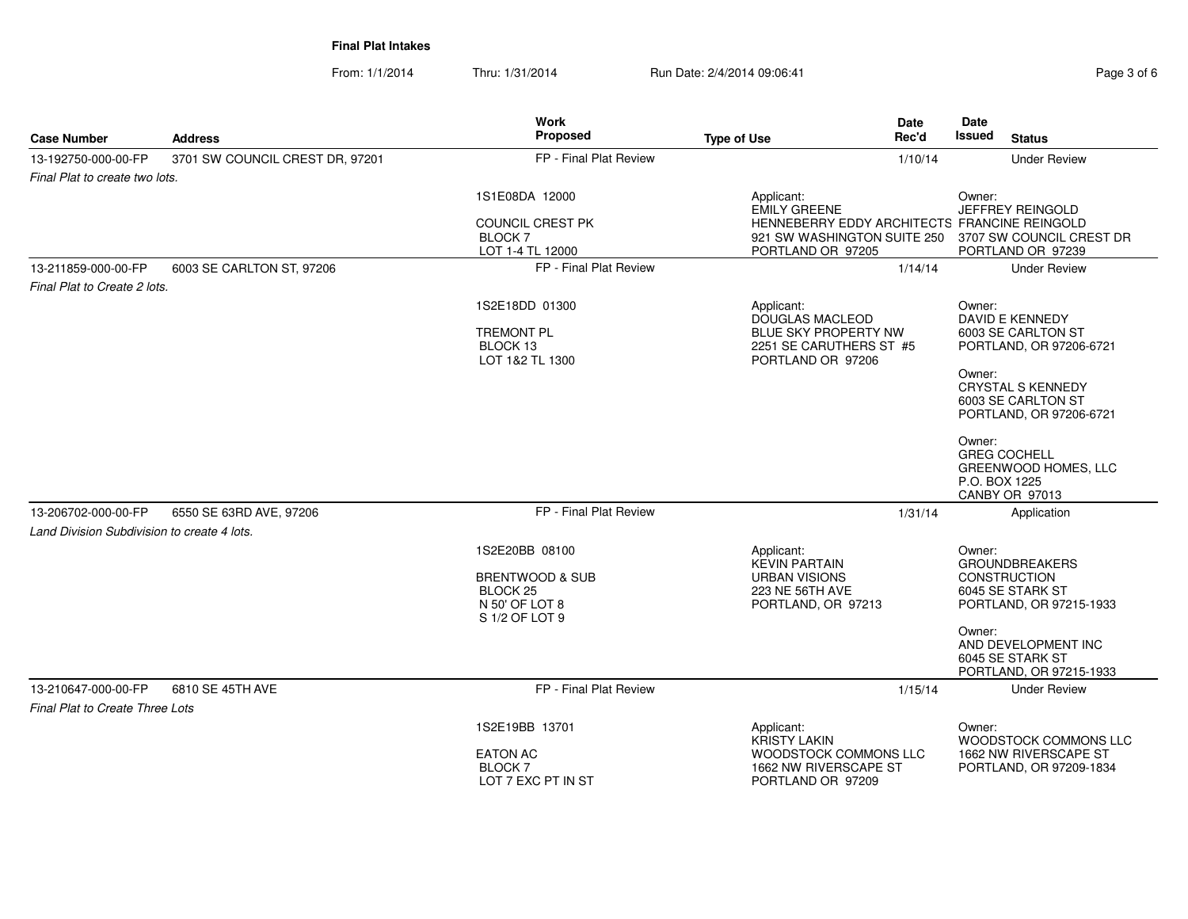**Final Plat Intakes**

From: 1/1/2014 Thru: 1/31/2014 Run Date: 2/4/2014 09:06:41

| Case Number | Address | Work Proposed | Type of Use | Date Rec'd | Date Issued | Status |
|---|---|---|---|---|---|---|
| 13-192750-000-00-FP | 3701 SW COUNCIL CREST DR, 97201 | FP - Final Plat Review | | 1/10/14 | | Under Review |
| *Final Plat to create two lots.* | | 1S1E08DA 12000<br><br>COUNCIL CREST PK<br>BLOCK 7<br>LOT 1-4 TL 12000 | Applicant:<br>EMILY GREENE<br>HENNEBERRY EDDY ARCHITECTS<br>921 SW WASHINGTON SUITE 250<br>PORTLAND OR 97205 | | Owner:<br>JEFFREY REINGOLD<br>FRANCINE REINGOLD<br>3707 SW COUNCIL CREST DR<br>PORTLAND OR 97239 | |
| 13-211859-000-00-FP | 6003 SE CARLTON ST, 97206 | FP - Final Plat Review | | 1/14/14 | | Under Review |
| *Final Plat to Create 2 lots.* | | 1S2E18DD 01300<br><br>TREMONT PL<br>BLOCK 13<br>LOT 1&2 TL 1300 | Applicant:<br>DOUGLAS MACLEOD<br>BLUE SKY PROPERTY NW<br>2251 SE CARUTHERS ST #5<br>PORTLAND OR 97206 | | Owner:<br>DAVID E KENNEDY<br>6003 SE CARLTON ST<br>PORTLAND, OR 97206-6721<br><br>Owner:<br>CRYSTAL S KENNEDY<br>6003 SE CARLTON ST<br>PORTLAND, OR 97206-6721<br><br>Owner:<br>GREG COCHELL<br>GREENWOOD HOMES, LLC<br>P.O. BOX 1225<br>CANBY OR 97013 | |
| 13-206702-000-00-FP | 6550 SE 63RD AVE, 97206 | FP - Final Plat Review | | 1/31/14 | | Application |
| *Land Division Subdivision to create 4 lots.* | | 1S2E20BB 08100<br><br>BRENTWOOD & SUB<br>BLOCK 25<br>N 50' OF LOT 8<br>S 1/2 OF LOT 9 | Applicant:<br>KEVIN PARTAIN<br>URBAN VISIONS<br>223 NE 56TH AVE<br>PORTLAND, OR 97213 | | Owner:<br>GROUNDBREAKERS<br>CONSTRUCTION<br>6045 SE STARK ST<br>PORTLAND, OR 97215-1933<br><br>Owner:<br>AND DEVELOPMENT INC<br>6045 SE STARK ST<br>PORTLAND, OR 97215-1933 | |
| 13-210647-000-00-FP | 6810 SE 45TH AVE | FP - Final Plat Review | | 1/15/14 | | Under Review |
| *Final Plat to Create Three Lots* | | 1S2E19BB 13701<br><br>EATON AC<br>BLOCK 7<br>LOT 7 EXC PT IN ST | Applicant:<br>KRISTY LAKIN<br>WOODSTOCK COMMONS LLC<br>1662 NW RIVERSCAPE ST<br>PORTLAND OR 97209 | | Owner:<br>WOODSTOCK COMMONS LLC<br>1662 NW RIVERSCAPE ST<br>PORTLAND, OR 97209-1834 | |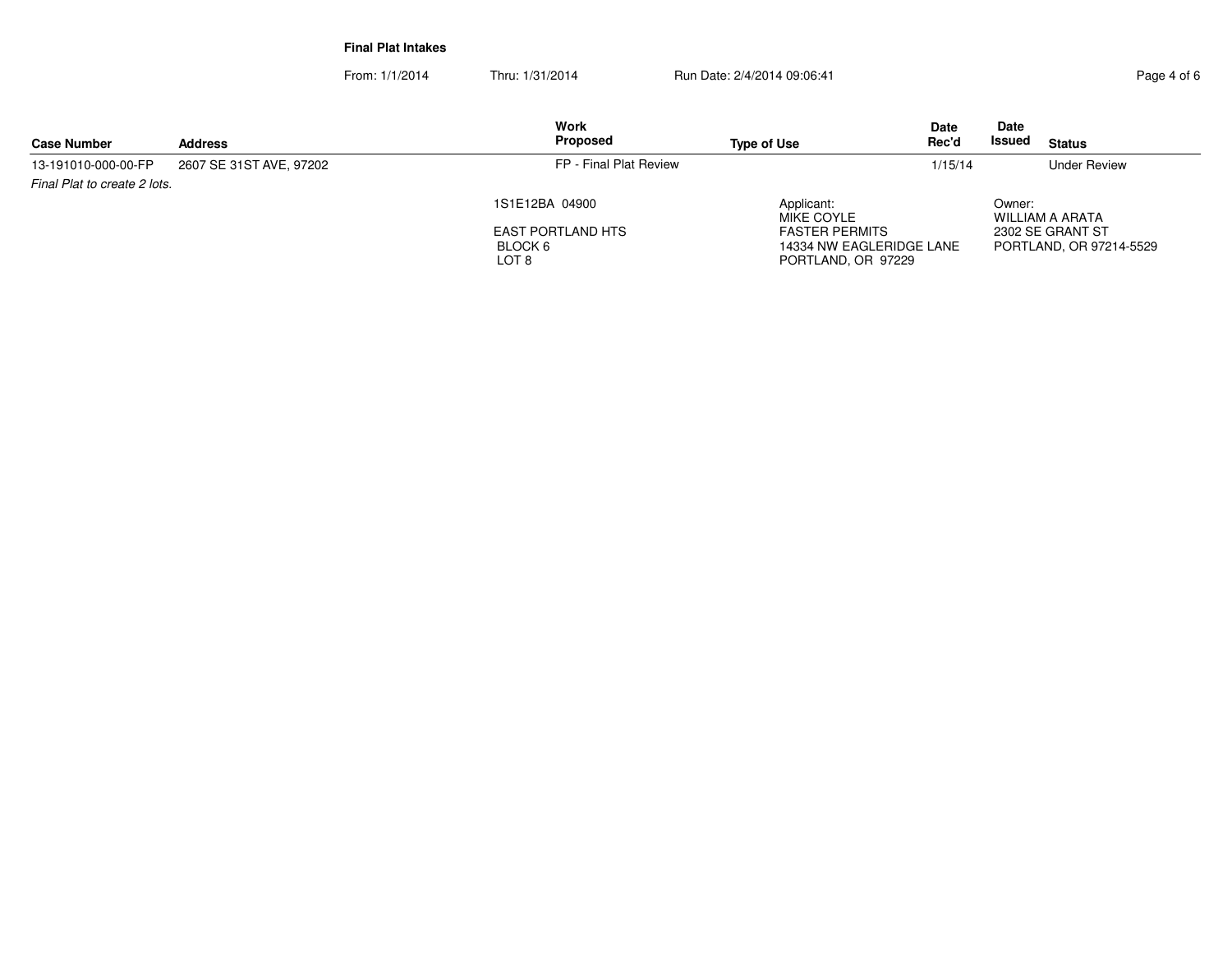**Final Plat Intakes**

From: 1/1/2014 Thru: 1/31/2014 Run Date: 2/4/2014 09:06:41

| Case Number | Address | Work Proposed | Type of Use | Date Rec'd | Date Issued | Status |
|---|---|---|---|---|---|---|
| 13-191010-000-00-FP | 2607 SE 31ST AVE, 97202 | FP - Final Plat Review | | 1/15/14 | | Under Review |

*Final Plat to create 2 lots.*

1S1E12BA 04900

EAST PORTLAND HTS
BLOCK 6
LOT 8

Applicant:
MIKE COYLE
FASTER PERMITS
14334 NW EAGLERIDGE LANE
PORTLAND, OR 97229

Owner:
WILLIAM A ARATA
2302 SE GRANT ST
PORTLAND, OR 97214-5529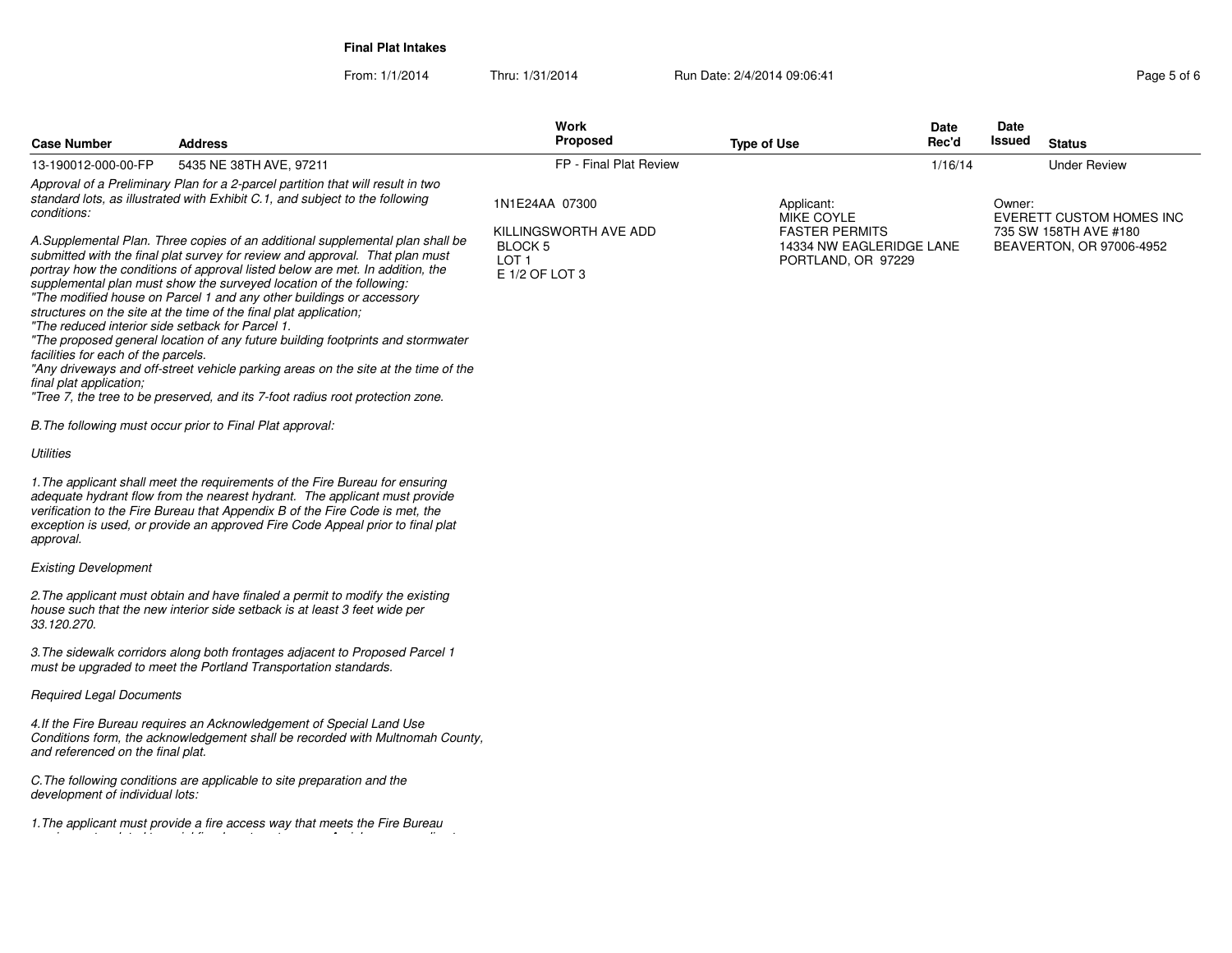# Final Plat Intakes

From: 1/1/2014 Thru: 1/31/2014 Run Date: 2/4/2014 09:06:41

| Case Number | Address | Work Proposed | Type of Use | Date Rec'd | Date Issued | Status |
|---|---|---|---|---|---|---|
| 13-190012-000-00-FP | 5435 NE 38TH AVE, 97211 | FP - Final Plat Review | | 1/16/14 | | Under Review |

1N1E24AA 07300

KILLINGSWORTH AVE ADD
BLOCK 5
LOT 1
E 1/2 OF LOT 3

Applicant:
MIKE COYLE
FASTER PERMITS
14334 NW EAGLERIDGE LANE
PORTLAND, OR 97229

Owner:
EVERETT CUSTOM HOMES INC
735 SW 158TH AVE #180
BEAVERTON, OR 97006-4952

*Approval of a Preliminary Plan for a 2-parcel partition that will result in two standard lots, as illustrated with Exhibit C.1, and subject to the following conditions:*

*A.Supplemental Plan. Three copies of an additional supplemental plan shall be submitted with the final plat survey for review and approval. That plan must portray how the conditions of approval listed below are met. In addition, the supplemental plan must show the surveyed location of the following:*
*"The modified house on Parcel 1 and any other buildings or accessory structures on the site at the time of the final plat application;*
*"The reduced interior side setback for Parcel 1.*
*"The proposed general location of any future building footprints and stormwater facilities for each of the parcels.*
*"Any driveways and off-street vehicle parking areas on the site at the time of the final plat application;*
*"Tree 7, the tree to be preserved, and its 7-foot radius root protection zone.*

*B.The following must occur prior to Final Plat approval:*

*Utilities*

*1.The applicant shall meet the requirements of the Fire Bureau for ensuring adequate hydrant flow from the nearest hydrant. The applicant must provide verification to the Fire Bureau that Appendix B of the Fire Code is met, the exception is used, or provide an approved Fire Code Appeal prior to final plat approval.*

*Existing Development*

*2.The applicant must obtain and have finaled a permit to modify the existing house such that the new interior side setback is at least 3 feet wide per 33.120.270.*

*3.The sidewalk corridors along both frontages adjacent to Proposed Parcel 1 must be upgraded to meet the Portland Transportation standards.*

*Required Legal Documents*

*4.If the Fire Bureau requires an Acknowledgement of Special Land Use Conditions form, the acknowledgement shall be recorded with Multnomah County, and referenced on the final plat.*

*C.The following conditions are applicable to site preparation and the development of individual lots:*

*1.The applicant must provide a fire access way that meets the Fire Bureau*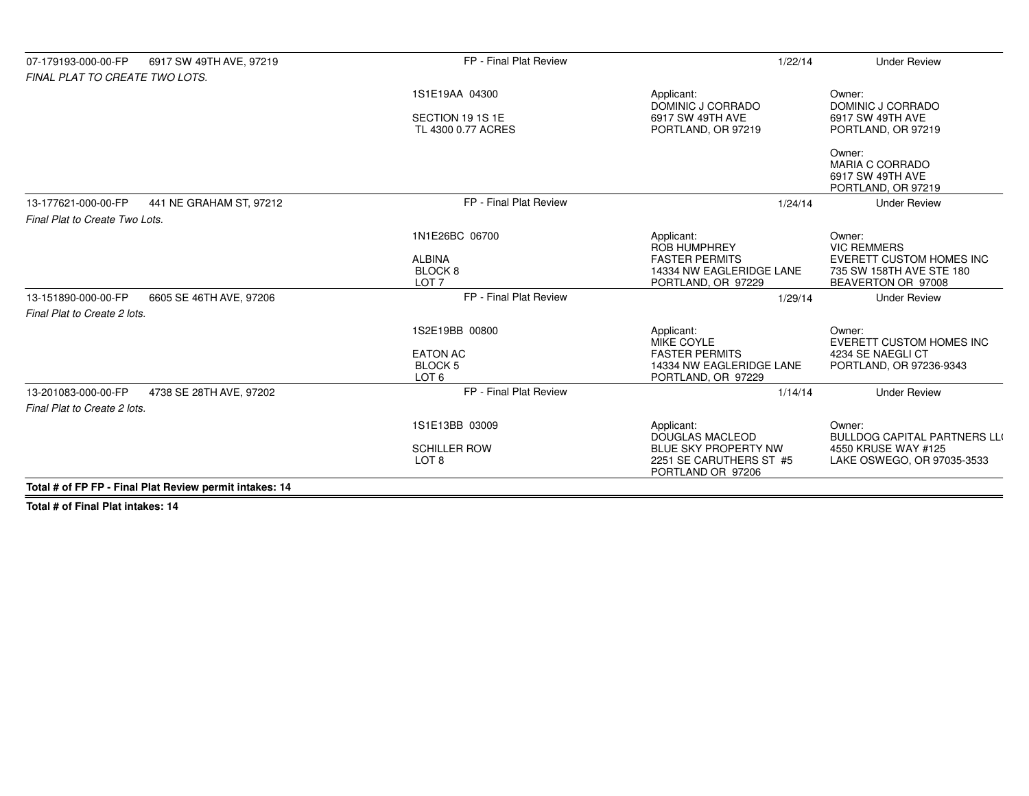| Permit # | Address | Work Type | Date | Status |
|---|---|---|---|---|
| 07-179193-000-00-FP | 6917 SW 49TH AVE, 97219 | FP - Final Plat Review | 1/22/14 | Under Review |
| *FINAL PLAT TO CREATE TWO LOTS.* | | 1S1E19AA 04300<br><br>SECTION 19 1S 1E<br>TL 4300 0.77 ACRES | Applicant:<br>DOMINIC J CORRADO<br>6917 SW 49TH AVE<br>PORTLAND, OR 97219 | Owner:<br>DOMINIC J CORRADO<br>6917 SW 49TH AVE<br>PORTLAND, OR 97219<br><br>Owner:<br>MARIA C CORRADO<br>6917 SW 49TH AVE<br>PORTLAND, OR 97219 |
| 13-177621-000-00-FP | 441 NE GRAHAM ST, 97212 | FP - Final Plat Review | 1/24/14 | Under Review |
| *Final Plat to Create Two Lots.* | | 1N1E26BC 06700<br><br>ALBINA<br>BLOCK 8<br>LOT 7 | Applicant:<br>ROB HUMPHREY<br>FASTER PERMITS<br>14334 NW EAGLERIDGE LANE<br>PORTLAND, OR 97229 | Owner:<br>VIC REMMERS<br>EVERETT CUSTOM HOMES INC<br>735 SW 158TH AVE STE 180<br>BEAVERTON OR 97008 |
| 13-151890-000-00-FP | 6605 SE 46TH AVE, 97206 | FP - Final Plat Review | 1/29/14 | Under Review |
| *Final Plat to Create 2 lots.* | | 1S2E19BB 00800<br><br>EATON AC<br>BLOCK 5<br>LOT 6 | Applicant:<br>MIKE COYLE<br>FASTER PERMITS<br>14334 NW EAGLERIDGE LANE<br>PORTLAND, OR 97229 | Owner:<br>EVERETT CUSTOM HOMES INC<br>4234 SE NAEGLI CT<br>PORTLAND, OR 97236-9343 |
| 13-201083-000-00-FP | 4738 SE 28TH AVE, 97202 | FP - Final Plat Review | 1/14/14 | Under Review |
| *Final Plat to Create 2 lots.* | | 1S1E13BB 03009<br><br>SCHILLER ROW<br>LOT 8 | Applicant:<br>DOUGLAS MACLEOD<br>BLUE SKY PROPERTY NW<br>2251 SE CARUTHERS ST #5<br>PORTLAND OR 97206 | Owner:<br>BULLDOG CAPITAL PARTNERS LL(<br>4550 KRUSE WAY #125<br>LAKE OSWEGO, OR 97035-3533 |

**Total # of FP FP - Final Plat Review permit intakes: 14**

**Total # of Final Plat intakes: 14**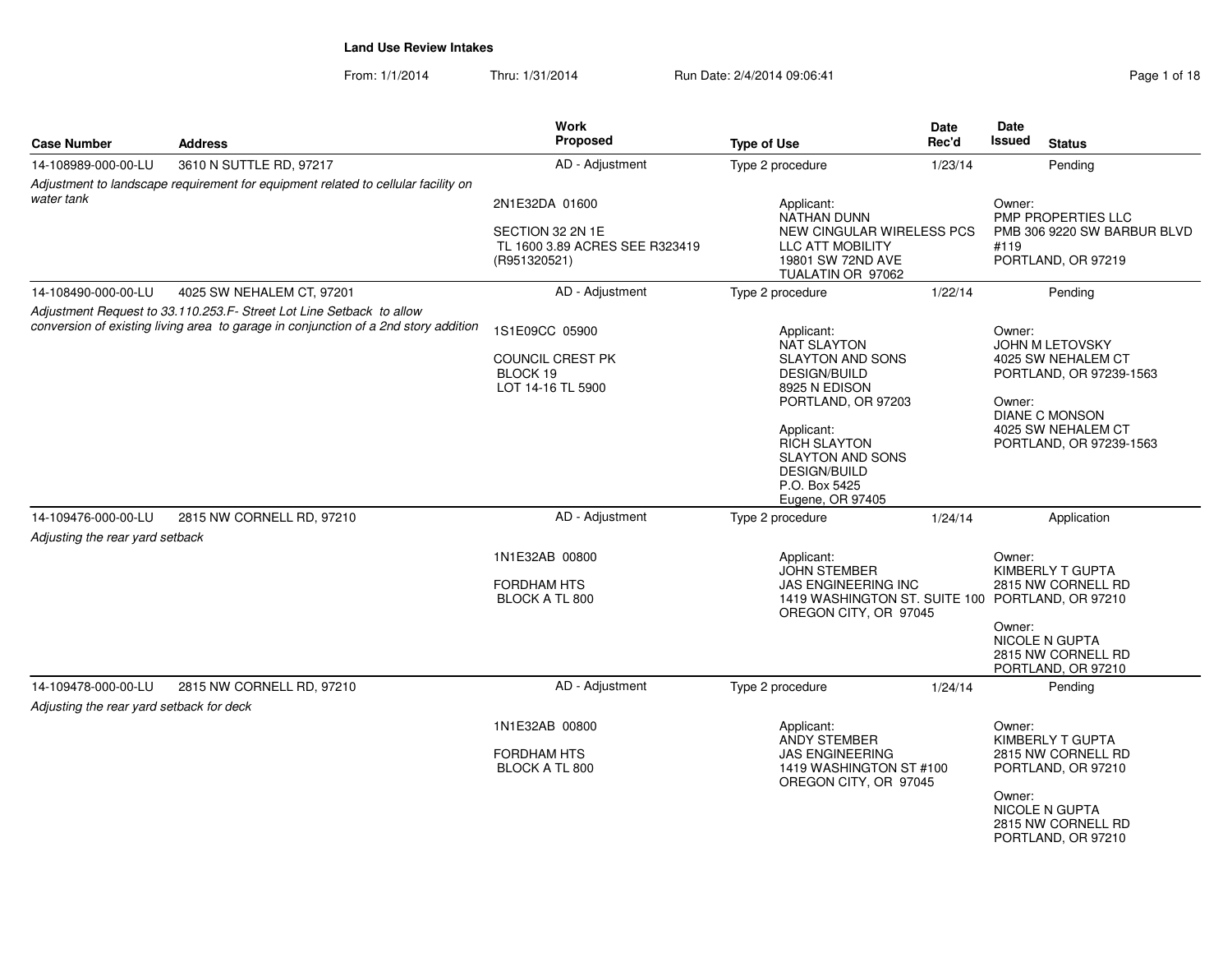# Land Use Review Intakes

From: 1/1/2014 Thru: 1/31/2014 Run Date: 2/4/2014 09:06:41

| Case Number | Address | Work Proposed | Type of Use | Date Rec'd | Date Issued | Status |
|---|---|---|---|---|---|---|
| 14-108989-000-00-LU | 3610 N SUTTLE RD, 97217 | AD - Adjustment | Type 2 procedure | 1/23/14 | | Pending |
| *Adjustment to landscape requirement for equipment related to cellular facility on water tank* | | 2N1E32DA 01600<br><br>SECTION 32 2N 1E<br>TL 1600 3.89 ACRES SEE R323419 (R951320521) | Applicant:<br>NATHAN DUNN<br>NEW CINGULAR WIRELESS PCS LLC ATT MOBILITY<br>19801 SW 72ND AVE<br>TUALATIN OR 97062 | | Owner:<br>PMP PROPERTIES LLC<br>PMB 306 9220 SW BARBUR BLVD #119<br>PORTLAND, OR 97219 | |
| 14-108490-000-00-LU | 4025 SW NEHALEM CT, 97201 | AD - Adjustment | Type 2 procedure | 1/22/14 | | Pending |
| *Adjustment Request to 33.110.253.F- Street Lot Line Setback to allow conversion of existing living area to garage in conjunction of a 2nd story addition* | | 1S1E09CC 05900<br><br>COUNCIL CREST PK<br>BLOCK 19<br>LOT 14-16 TL 5900 | Applicant:<br>NAT SLAYTON<br>SLAYTON AND SONS DESIGN/BUILD<br>8925 N EDISON<br>PORTLAND, OR 97203<br><br>Applicant:<br>RICH SLAYTON<br>SLAYTON AND SONS DESIGN/BUILD<br>P.O. Box 5425<br>Eugene, OR 97405 | | Owner:<br>JOHN M LETOVSKY<br>4025 SW NEHALEM CT<br>PORTLAND, OR 97239-1563<br><br>Owner:<br>DIANE C MONSON<br>4025 SW NEHALEM CT<br>PORTLAND, OR 97239-1563 | |
| 14-109476-000-00-LU | 2815 NW CORNELL RD, 97210 | AD - Adjustment | Type 2 procedure | 1/24/14 | | Application |
| *Adjusting the rear yard setback* | | 1N1E32AB 00800<br><br>FORDHAM HTS<br>BLOCK A TL 800 | Applicant:<br>JOHN STEMBER<br>JAS ENGINEERING INC<br>1419 WASHINGTON ST. SUITE 100<br>OREGON CITY, OR 97045 | | Owner:<br>KIMBERLY T GUPTA<br>2815 NW CORNELL RD<br>PORTLAND, OR 97210<br><br>Owner:<br>NICOLE N GUPTA<br>2815 NW CORNELL RD<br>PORTLAND, OR 97210 | |
| 14-109478-000-00-LU | 2815 NW CORNELL RD, 97210 | AD - Adjustment | Type 2 procedure | 1/24/14 | | Pending |
| *Adjusting the rear yard setback for deck* | | 1N1E32AB 00800<br><br>FORDHAM HTS<br>BLOCK A TL 800 | Applicant:<br>ANDY STEMBER<br>JAS ENGINEERING<br>1419 WASHINGTON ST #100<br>OREGON CITY, OR 97045 | | Owner:<br>KIMBERLY T GUPTA<br>2815 NW CORNELL RD<br>PORTLAND, OR 97210<br><br>Owner:<br>NICOLE N GUPTA<br>2815 NW CORNELL RD<br>PORTLAND, OR 97210 | |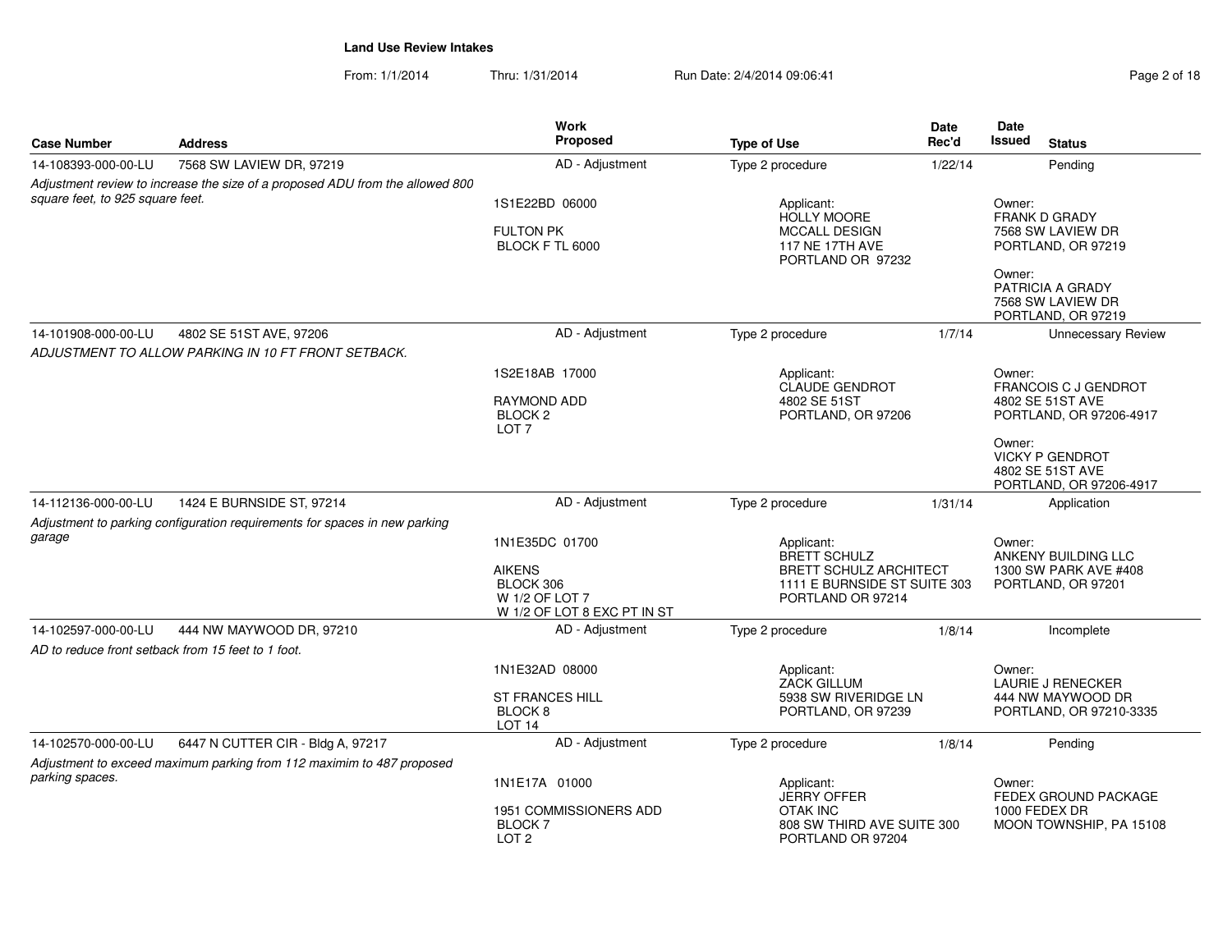**Land Use Review Intakes**

From: 1/1/2014 Thru: 1/31/2014 Run Date: 2/4/2014 09:06:41

| Case Number | Address | Work Proposed | Type of Use | Date Rec'd | Date Issued | Status |
|---|---|---|---|---|---|---|
| 14-108393-000-00-LU | 7568 SW LAVIEW DR, 97219 | AD - Adjustment | Type 2 procedure | 1/22/14 | | Pending |
| *Adjustment review to increase the size of a proposed ADU from the allowed 800 square feet, to 925 square feet.* | | 1S1E22BD 06000<br>FULTON PK<br>BLOCK F TL 6000 | Applicant:<br>HOLLY MOORE<br>MCCALL DESIGN<br>117 NE 17TH AVE<br>PORTLAND OR 97232 | | | Owner:<br>FRANK D GRADY<br>7568 SW LAVIEW DR<br>PORTLAND, OR 97219<br>Owner:<br>PATRICIA A GRADY<br>7568 SW LAVIEW DR<br>PORTLAND, OR 97219 |
| 14-101908-000-00-LU | 4802 SE 51ST AVE, 97206 | AD - Adjustment | Type 2 procedure | 1/7/14 | | Unnecessary Review |
| *ADJUSTMENT TO ALLOW PARKING IN 10 FT FRONT SETBACK.* | | 1S2E18AB 17000<br>RAYMOND ADD<br>BLOCK 2<br>LOT 7 | Applicant:<br>CLAUDE GENDROT<br>4802 SE 51ST<br>PORTLAND, OR 97206 | | | Owner:<br>FRANCOIS C J GENDROT<br>4802 SE 51ST AVE<br>PORTLAND, OR 97206-4917<br>Owner:<br>VICKY P GENDROT<br>4802 SE 51ST AVE<br>PORTLAND, OR 97206-4917 |
| 14-112136-000-00-LU | 1424 E BURNSIDE ST, 97214 | AD - Adjustment | Type 2 procedure | 1/31/14 | | Application |
| *Adjustment to parking configuration requirements for spaces in new parking garage* | | 1N1E35DC 01700<br>AIKENS<br>BLOCK 306<br>W 1/2 OF LOT 7<br>W 1/2 OF LOT 8 EXC PT IN ST | Applicant:<br>BRETT SCHULZ<br>BRETT SCHULZ ARCHITECT<br>1111 E BURNSIDE ST SUITE 303<br>PORTLAND OR 97214 | | | Owner:<br>ANKENY BUILDING LLC<br>1300 SW PARK AVE #408<br>PORTLAND, OR 97201 |
| 14-102597-000-00-LU | 444 NW MAYWOOD DR, 97210 | AD - Adjustment | Type 2 procedure | 1/8/14 | | Incomplete |
| *AD to reduce front setback from 15 feet to 1 foot.* | | 1N1E32AD 08000<br>ST FRANCES HILL<br>BLOCK 8<br>LOT 14 | Applicant:<br>ZACK GILLUM<br>5938 SW RIVERIDGE LN<br>PORTLAND, OR 97239 | | | Owner:<br>LAURIE J RENECKER<br>444 NW MAYWOOD DR<br>PORTLAND, OR 97210-3335 |
| 14-102570-000-00-LU | 6447 N CUTTER CIR - Bldg A, 97217 | AD - Adjustment | Type 2 procedure | 1/8/14 | | Pending |
| *Adjustment to exceed maximum parking from 112 maximim to 487 proposed parking spaces.* | | 1N1E17A 01000<br>1951 COMMISSIONERS ADD<br>BLOCK 7<br>LOT 2 | Applicant:<br>JERRY OFFER<br>OTAK INC<br>808 SW THIRD AVE SUITE 300<br>PORTLAND OR 97204 | | | Owner:<br>FEDEX GROUND PACKAGE<br>1000 FEDEX DR<br>MOON TOWNSHIP, PA 15108 |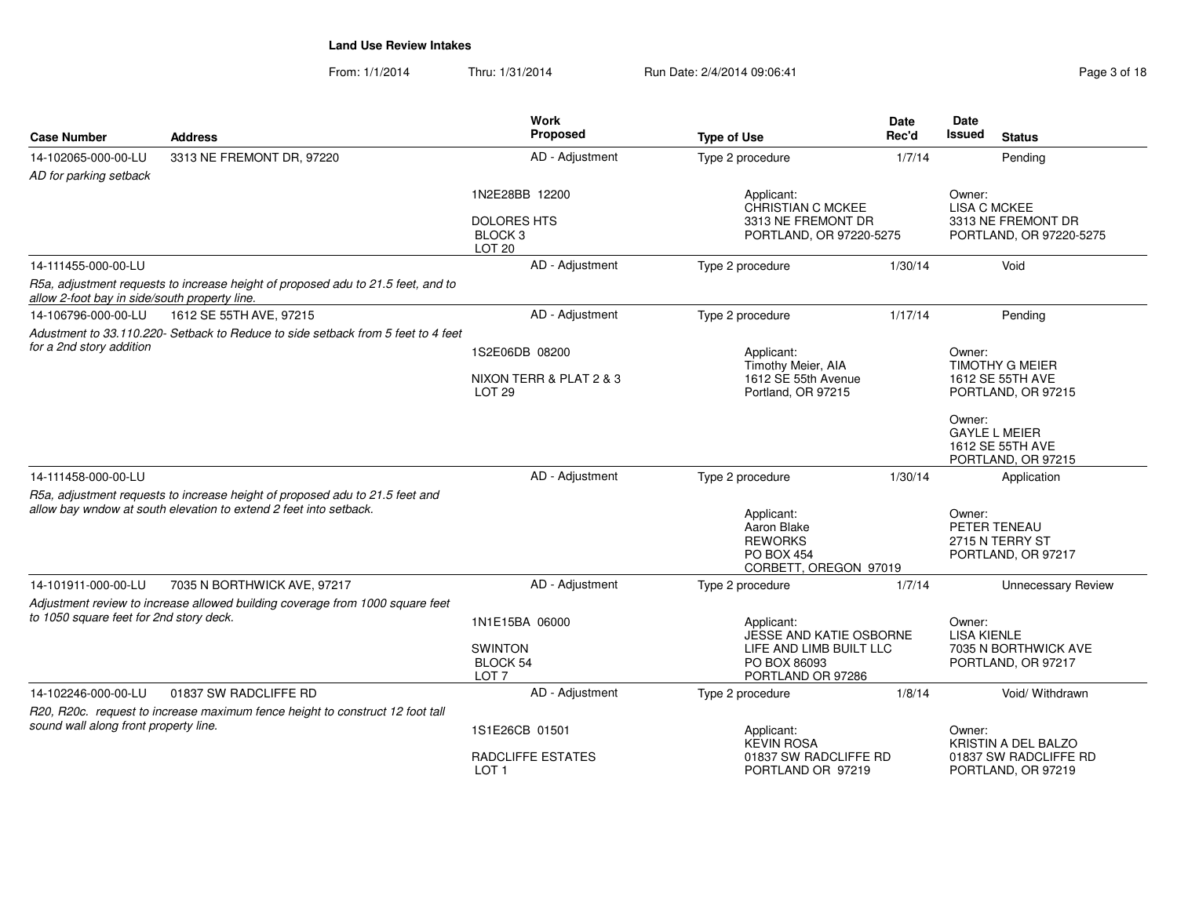## Land Use Review Intakes

From: 1/1/2014 Thru: 1/31/2014 Run Date: 2/4/2014 09:06:41

| Case Number | Address | Work Proposed | Type of Use | Date Rec'd | Date Issued | Status |
|---|---|---|---|---|---|---|
| 14-102065-000-00-LU | 3313 NE FREMONT DR, 97220 | AD - Adjustment | Type 2 procedure | 1/7/14 | | Pending |
| *AD for parking setback* | | 1N2E28BB 12200<br>DOLORES HTS<br>BLOCK 3<br>LOT 20 | Applicant:<br>CHRISTIAN C MCKEE<br>3313 NE FREMONT DR<br>PORTLAND, OR 97220-5275 | | Owner:<br>LISA C MCKEE<br>3313 NE FREMONT DR<br>PORTLAND, OR 97220-5275 | |
| 14-111455-000-00-LU | | AD - Adjustment | Type 2 procedure | 1/30/14 | | Void |
| *R5a, adjustment requests to increase height of proposed adu to 21.5 feet, and to allow 2-foot bay in side/south property line.* | | | | | | |
| 14-106796-000-00-LU | 1612 SE 55TH AVE, 97215 | AD - Adjustment | Type 2 procedure | 1/17/14 | | Pending |
| *Adustment to 33.110.220- Setback to Reduce to side setback from 5 feet to 4 feet for a 2nd story addition* | | 1S2E06DB 08200<br>NIXON TERR & PLAT 2 & 3<br>LOT 29 | Applicant:<br>Timothy Meier, AIA<br>1612 SE 55th Avenue<br>Portland, OR 97215 | | Owner:<br>TIMOTHY G MEIER<br>1612 SE 55TH AVE<br>PORTLAND, OR 97215<br><br>Owner:<br>GAYLE L MEIER<br>1612 SE 55TH AVE<br>PORTLAND, OR 97215 | |
| 14-111458-000-00-LU | | AD - Adjustment | Type 2 procedure | 1/30/14 | | Application |
| *R5a, adjustment requests to increase height of proposed adu to 21.5 feet and allow bay wndow at south elevation to extend 2 feet into setback.* | | | Applicant:<br>Aaron Blake<br>REWORKS<br>PO BOX 454<br>CORBETT, OREGON 97019 | | Owner:<br>PETER TENEAU<br>2715 N TERRY ST<br>PORTLAND, OR 97217 | |
| 14-101911-000-00-LU | 7035 N BORTHWICK AVE, 97217 | AD - Adjustment | Type 2 procedure | 1/7/14 | | Unnecessary Review |
| *Adjustment review to increase allowed building coverage from 1000 square feet to 1050 square feet for 2nd story deck.* | | 1N1E15BA 06000<br>SWINTON<br>BLOCK 54<br>LOT 7 | Applicant:<br>JESSE AND KATIE OSBORNE<br>LIFE AND LIMB BUILT LLC<br>PO BOX 86093<br>PORTLAND OR 97286 | | Owner:<br>LISA KIENLE<br>7035 N BORTHWICK AVE<br>PORTLAND, OR 97217 | |
| 14-102246-000-00-LU | 01837 SW RADCLIFFE RD | AD - Adjustment | Type 2 procedure | 1/8/14 | | Void/ Withdrawn |
| *R20, R20c. request to increase maximum fence height to construct 12 foot tall sound wall along front property line.* | | 1S1E26CB 01501<br>RADCLIFFE ESTATES<br>LOT 1 | Applicant:<br>KEVIN ROSA<br>01837 SW RADCLIFFE RD<br>PORTLAND OR 97219 | | Owner:<br>KRISTIN A DEL BALZO<br>01837 SW RADCLIFFE RD<br>PORTLAND, OR 97219 | |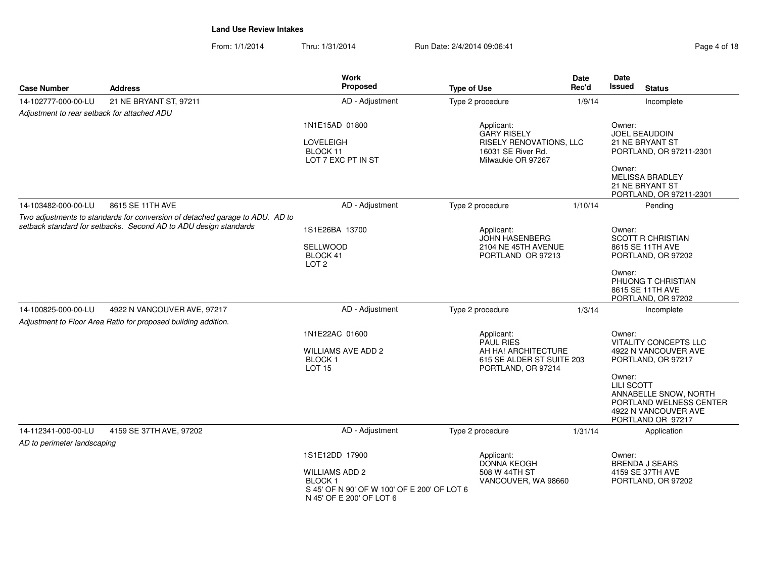## Land Use Review Intakes

From: 1/1/2014 Thru: 1/31/2014 Run Date: 2/4/2014 09:06:41

| Case Number | Address | Work Proposed | Type of Use | Date Rec'd | Date Issued | Status |
|---|---|---|---|---|---|---|
| 14-102777-000-00-LU | 21 NE BRYANT ST, 97211 | AD - Adjustment | Type 2 procedure | 1/9/14 | | Incomplete |
| *Adjustment to rear setback for attached ADU* | | 1N1E15AD 01800<br><br>LOVELEIGH<br>BLOCK 11<br>LOT 7 EXC PT IN ST | Applicant:<br>GARY RISELY<br>RISELY RENOVATIONS, LLC<br>16031 SE River Rd.<br>Milwaukie OR 97267 | | Owner:<br>JOEL BEAUDOIN<br>21 NE BRYANT ST<br>PORTLAND, OR 97211-2301<br><br>Owner:<br>MELISSA BRADLEY<br>21 NE BRYANT ST<br>PORTLAND, OR 97211-2301 | |
| 14-103482-000-00-LU | 8615 SE 11TH AVE | AD - Adjustment | Type 2 procedure | 1/10/14 | | Pending |
| *Two adjustments to standards for conversion of detached garage to ADU. AD to setback standard for setbacks. Second AD to ADU design standards* | | 1S1E26BA 13700<br><br>SELLWOOD<br>BLOCK 41<br>LOT 2 | Applicant:<br>JOHN HASENBERG<br>2104 NE 45TH AVENUE<br>PORTLAND OR 97213 | | Owner:<br>SCOTT R CHRISTIAN<br>8615 SE 11TH AVE<br>PORTLAND, OR 97202<br><br>Owner:<br>PHUONG T CHRISTIAN<br>8615 SE 11TH AVE<br>PORTLAND, OR 97202 | |
| 14-100825-000-00-LU | 4922 N VANCOUVER AVE, 97217 | AD - Adjustment | Type 2 procedure | 1/3/14 | | Incomplete |
| *Adjustment to Floor Area Ratio for proposed building addition.* | | 1N1E22AC 01600<br><br>WILLIAMS AVE ADD 2<br>BLOCK 1<br>LOT 15 | Applicant:<br>PAUL RIES<br>AH HA! ARCHITECTURE<br>615 SE ALDER ST SUITE 203<br>PORTLAND, OR 97214 | | Owner:<br>VITALITY CONCEPTS LLC<br>4922 N VANCOUVER AVE<br>PORTLAND, OR 97217<br><br>Owner:<br>LILI SCOTT<br>ANNABELLE SNOW, NORTH PORTLAND WELNESS CENTER<br>4922 N VANCOUVER AVE<br>PORTLAND OR 97217 | |
| 14-112341-000-00-LU | 4159 SE 37TH AVE, 97202 | AD - Adjustment | Type 2 procedure | 1/31/14 | | Application |
| *AD to perimeter landscaping* | | 1S1E12DD 17900<br><br>WILLIAMS ADD 2<br>BLOCK 1<br>S 45' OF N 90' OF W 100' OF E 200' OF LOT 6<br>N 45' OF E 200' OF LOT 6 | Applicant:<br>DONNA KEOGH<br>508 W 44TH ST<br>VANCOUVER, WA 98660 | | Owner:<br>BRENDA J SEARS<br>4159 SE 37TH AVE<br>PORTLAND, OR 97202 | |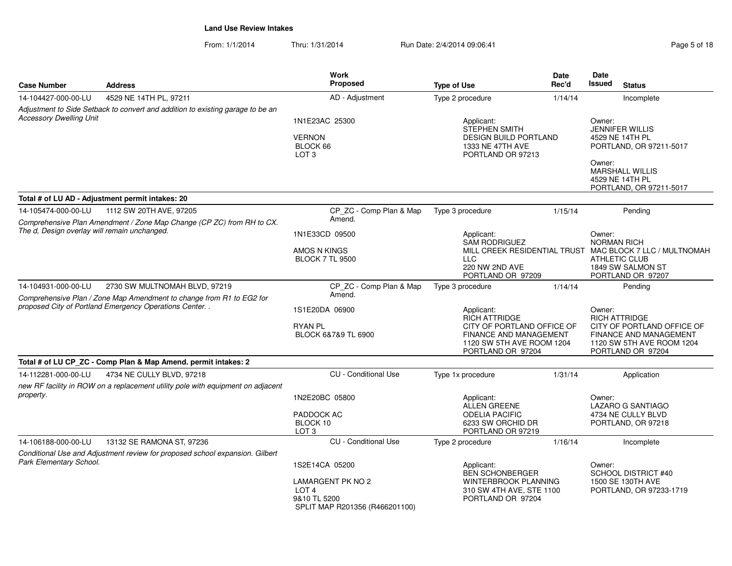## Land Use Review Intakes

From: 1/1/2014 Thru: 1/31/2014 Run Date: 2/4/2014 09:06:41

| Case Number | Address | Work Proposed | Type of Use | Date Rec'd | Date Issued | Status |
|---|---|---|---|---|---|---|
| 14-104427-000-00-LU | 4529 NE 14TH PL, 97211 | AD - Adjustment | Type 2 procedure | 1/14/14 | | Incomplete |
| *Adjustment to Side Setback to convert and addition to existing garage to be an Accessory Dwelling Unit* | | 1N1E23AC 25300<br><br>VERNON<br>BLOCK 66<br>LOT 3 | Applicant:<br>STEPHEN SMITH<br>DESIGN BUILD PORTLAND<br>1333 NE 47TH AVE<br>PORTLAND OR 97213 | | Owner:<br>JENNIFER WILLIS<br>4529 NE 14TH PL<br>PORTLAND, OR 97211-5017<br><br>Owner:<br>MARSHALL WILLIS<br>4529 NE 14TH PL<br>PORTLAND, OR 97211-5017 | |
| **Total # of LU AD - Adjustment permit intakes: 20** | | | | | | |
| 14-105474-000-00-LU | 1112 SW 20TH AVE, 97205 | CP_ZC - Comp Plan & Map Amend. | Type 3 procedure | 1/15/14 | | Pending |
| *Comprehensive Plan Amendment / Zone Map Change (CP ZC) from RH to CX. The d, Design overlay will remain unchanged.* | | 1N1E33CD 09500<br><br>AMOS N KINGS<br>BLOCK 7 TL 9500 | Applicant:<br>SAM RODRIGUEZ<br>MILL CREEK RESIDENTIAL TRUST LLC<br>220 NW 2ND AVE<br>PORTLAND OR 97209 | | Owner:<br>NORMAN RICH<br>MAC BLOCK 7 LLC / MULTNOMAH ATHLETIC CLUB<br>1849 SW SALMON ST<br>PORTLAND OR 97207 | |
| 14-104931-000-00-LU | 2730 SW MULTNOMAH BLVD, 97219 | CP_ZC - Comp Plan & Map Amend. | Type 3 procedure | 1/14/14 | | Pending |
| *Comprehensive Plan / Zone Map Amendment to change from R1 to EG2 for proposed City of Portland Emergency Operations Center. .* | | 1S1E20DA 06900<br><br>RYAN PL<br>BLOCK 6&7&9 TL 6900 | Applicant:<br>RICH ATTRIDGE<br>CITY OF PORTLAND OFFICE OF FINANCE AND MANAGEMENT<br>1120 SW 5TH AVE ROOM 1204<br>PORTLAND OR 97204 | | Owner:<br>RICH ATTRIDGE<br>CITY OF PORTLAND OFFICE OF FINANCE AND MANAGEMENT<br>1120 SW 5TH AVE ROOM 1204<br>PORTLAND OR 97204 | |
| **Total # of LU CP_ZC - Comp Plan & Map Amend. permit intakes: 2** | | | | | | |
| 14-112281-000-00-LU | 4734 NE CULLY BLVD, 97218 | CU - Conditional Use | Type 1x procedure | 1/31/14 | | Application |
| *new RF facility in ROW on a replacement utility pole with equipment on adjacent property.* | | 1N2E20BC 05800<br><br>PADDOCK AC<br>BLOCK 10<br>LOT 3 | Applicant:<br>ALLEN GREENE<br>ODELIA PACIFIC<br>6233 SW ORCHID DR<br>PORTLAND OR 97219 | | Owner:<br>LAZARO G SANTIAGO<br>4734 NE CULLY BLVD<br>PORTLAND, OR 97218 | |
| 14-106188-000-00-LU | 13132 SE RAMONA ST, 97236 | CU - Conditional Use | Type 2 procedure | 1/16/14 | | Incomplete |
| *Conditional Use and Adjustment review for proposed school expansion. Gilbert Park Elementary School.* | | 1S2E14CA 05200<br><br>LAMARGENT PK NO 2<br>LOT 4<br>9&10 TL 5200<br>SPLIT MAP R201356 (R466201100) | Applicant:<br>BEN SCHONBERGER<br>WINTERBROOK PLANNING<br>310 SW 4TH AVE, STE 1100<br>PORTLAND OR 97204 | | Owner:<br>SCHOOL DISTRICT #40<br>1500 SE 130TH AVE<br>PORTLAND, OR 97233-1719 | |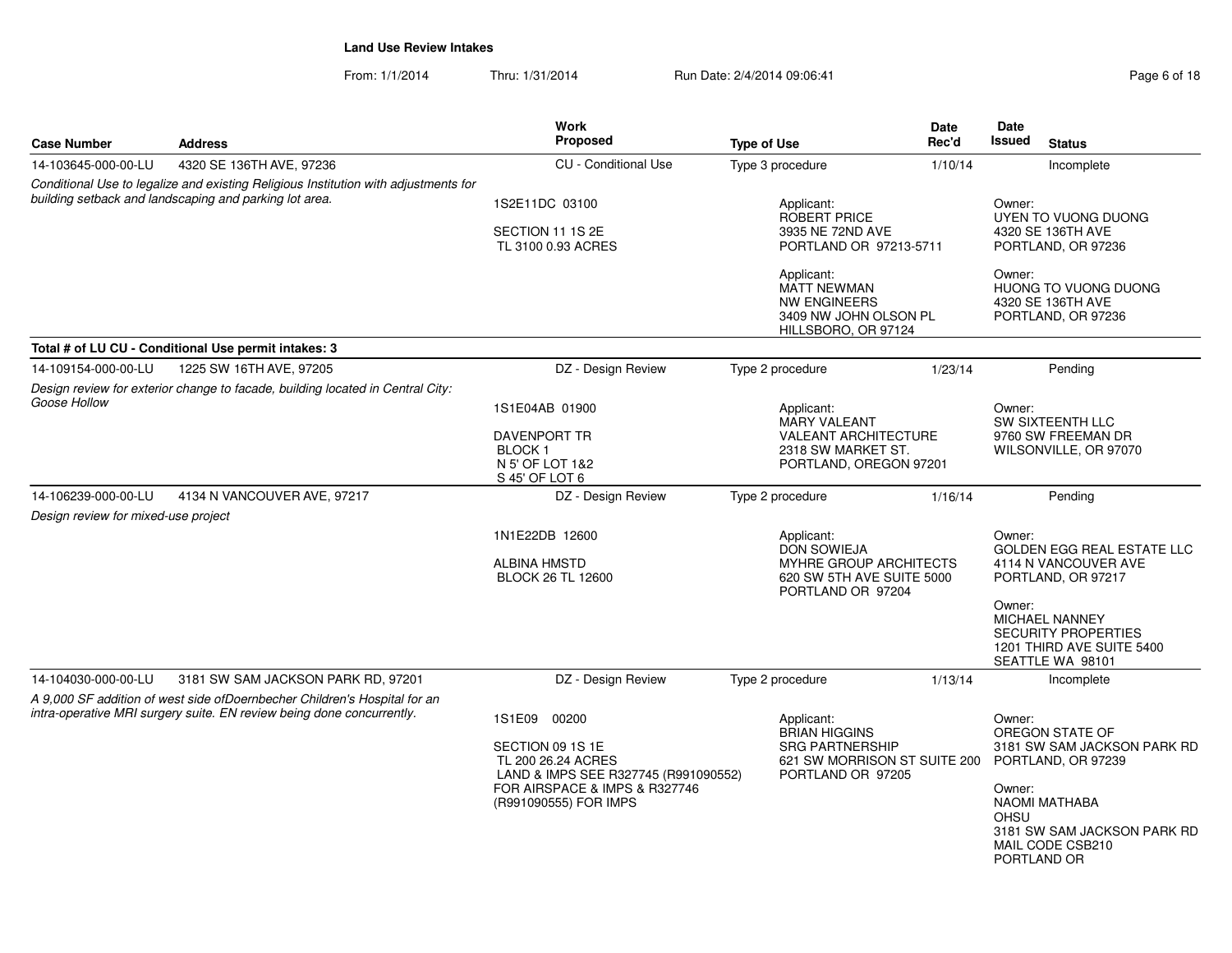**Land Use Review Intakes**

From: 1/1/2014 Thru: 1/31/2014 Run Date: 2/4/2014 09:06:41

| Case Number | Address | Work Proposed | Type of Use | Date Rec'd | Date Issued | Status |
|---|---|---|---|---|---|---|
| 14-103645-000-00-LU | 4320 SE 136TH AVE, 97236 | CU - Conditional Use | Type 3 procedure | 1/10/14 | | Incomplete |
| *Conditional Use to legalize and existing Religious Institution with adjustments for building setback and landscaping and parking lot area.* | | 1S2E11DC 03100<br><br>SECTION 11 1S 2E<br>TL 3100 0.93 ACRES | Applicant:<br>ROBERT PRICE<br>3935 NE 72ND AVE<br>PORTLAND OR 97213-5711<br><br>Applicant:<br>MATT NEWMAN<br>NW ENGINEERS<br>3409 NW JOHN OLSON PL<br>HILLSBORO, OR 97124 | | Owner:<br>UYEN TO VUONG DUONG<br>4320 SE 136TH AVE<br>PORTLAND, OR 97236<br><br>Owner:<br>HUONG TO VUONG DUONG<br>4320 SE 136TH AVE<br>PORTLAND, OR 97236 | |
| **Total # of LU CU - Conditional Use permit intakes: 3** | | | | | | |
| 14-109154-000-00-LU | 1225 SW 16TH AVE, 97205 | DZ - Design Review | Type 2 procedure | 1/23/14 | | Pending |
| *Design review for exterior change to facade, building located in Central City: Goose Hollow* | | 1S1E04AB 01900<br><br>DAVENPORT TR<br>BLOCK 1<br>N 5' OF LOT 1&2<br>S 45' OF LOT 6 | Applicant:<br>MARY VALEANT<br>VALEANT ARCHITECTURE<br>2318 SW MARKET ST.<br>PORTLAND, OREGON 97201 | | Owner:<br>SW SIXTEENTH LLC<br>9760 SW FREEMAN DR<br>WILSONVILLE, OR 97070 | |
| 14-106239-000-00-LU | 4134 N VANCOUVER AVE, 97217 | DZ - Design Review | Type 2 procedure | 1/16/14 | | Pending |
| *Design review for mixed-use project* | | 1N1E22DB 12600<br><br>ALBINA HMSTD<br>BLOCK 26 TL 12600 | Applicant:<br>DON SOWIEJA<br>MYHRE GROUP ARCHITECTS<br>620 SW 5TH AVE SUITE 5000<br>PORTLAND OR 97204 | | Owner:<br>GOLDEN EGG REAL ESTATE LLC<br>4114 N VANCOUVER AVE<br>PORTLAND, OR 97217<br><br>Owner:<br>MICHAEL NANNEY<br>SECURITY PROPERTIES<br>1201 THIRD AVE SUITE 5400<br>SEATTLE WA 98101 | |
| 14-104030-000-00-LU | 3181 SW SAM JACKSON PARK RD, 97201 | DZ - Design Review | Type 2 procedure | 1/13/14 | | Incomplete |
| *A 9,000 SF addition of west side ofDoernbecher Children's Hospital for an intra-operative MRI surgery suite. EN review being done concurrently.* | | 1S1E09 00200<br><br>SECTION 09 1S 1E<br>TL 200 26.24 ACRES<br>LAND & IMPS SEE R327745 (R991090552) FOR AIRSPACE & IMPS & R327746 (R991090555) FOR IMPS | Applicant:<br>BRIAN HIGGINS<br>SRG PARTNERSHIP<br>621 SW MORRISON ST SUITE 200<br>PORTLAND OR 97205 | | Owner:<br>OREGON STATE OF<br>3181 SW SAM JACKSON PARK RD<br>PORTLAND, OR 97239<br><br>Owner:<br>NAOMI MATHABA<br>OHSU<br>3181 SW SAM JACKSON PARK RD<br>MAIL CODE CSB210<br>PORTLAND OR | |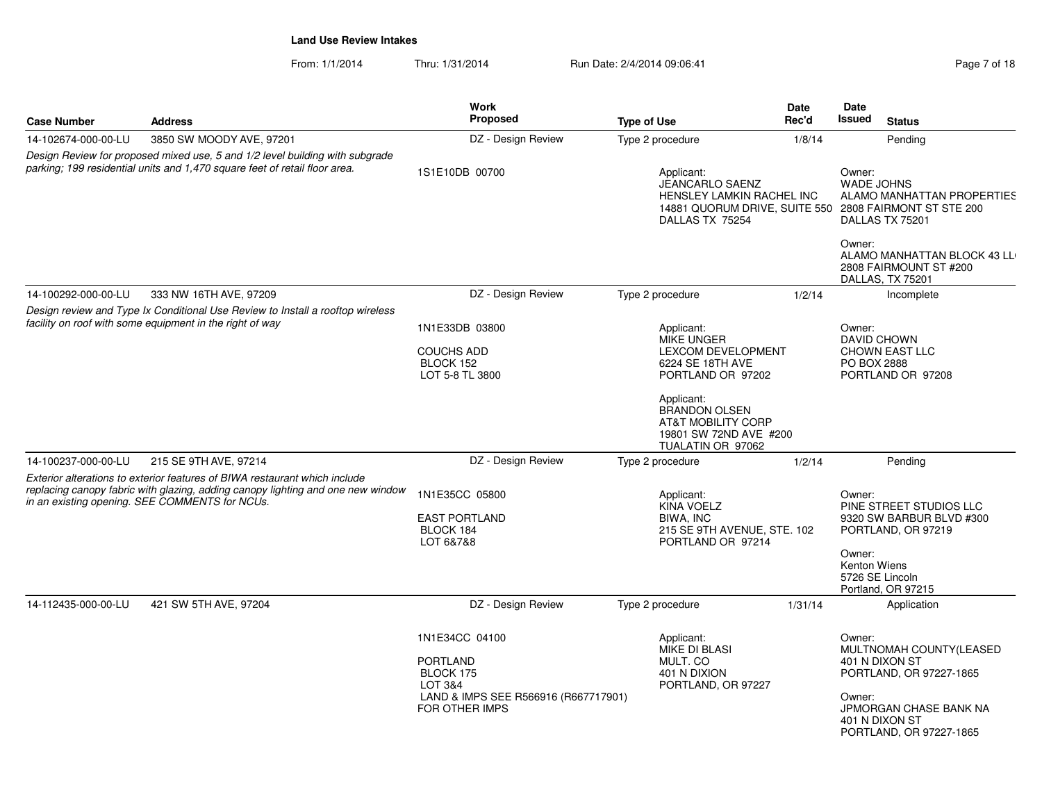**Land Use Review Intakes**

From: 1/1/2014 Thru: 1/31/2014 Run Date: 2/4/2014 09:06:41

| Case Number | Address | Work Proposed | Type of Use | Date Rec'd | Date Issued | Status |
|---|---|---|---|---|---|---|
| 14-102674-000-00-LU | 3850 SW MOODY AVE, 97201 | DZ - Design Review | Type 2 procedure | 1/8/14 | | Pending |
| *Design Review for proposed mixed use, 5 and 1/2 level building with subgrade parking; 199 residential units and 1,470 square feet of retail floor area.* | | 1S1E10DB 00700 | Applicant: JEANCARLO SAENZ, HENSLEY LAMKIN RACHEL INC, 14881 QUORUM DRIVE, SUITE 550, DALLAS TX 75254 | | Owner: WADE JOHNS, ALAMO MANHATTAN PROPERTIES, 2808 FAIRMONT ST STE 200, DALLAS TX 75201; Owner: ALAMO MANHATTAN BLOCK 43 LL, 2808 FAIRMOUNT ST #200, DALLAS, TX 75201 | |
| 14-100292-000-00-LU | 333 NW 16TH AVE, 97209 | DZ - Design Review | Type 2 procedure | 1/2/14 | | Incomplete |
| *Design review and Type Ix Conditional Use Review to Install a rooftop wireless facility on roof with some equipment in the right of way* | | 1N1E33DB 03800, COUCHS ADD, BLOCK 152, LOT 5-8 TL 3800 | Applicant: MIKE UNGER, LEXCOM DEVELOPMENT, 6224 SE 18TH AVE, PORTLAND OR 97202; Applicant: BRANDON OLSEN, AT&T MOBILITY CORP, 19801 SW 72ND AVE #200, TUALATIN OR 97062 | | Owner: DAVID CHOWN, CHOWN EAST LLC, PO BOX 2888, PORTLAND OR 97208 | |
| 14-100237-000-00-LU | 215 SE 9TH AVE, 97214 | DZ - Design Review | Type 2 procedure | 1/2/14 | | Pending |
| *Exterior alterations to exterior features of BIWA restaurant which include replacing canopy fabric with glazing, adding canopy lighting and one new window in an existing opening. SEE COMMENTS for NCUs.* | | 1N1E35CC 05800, EAST PORTLAND, BLOCK 184, LOT 6&7&8 | Applicant: KINA VOELZ, BIWA, INC, 215 SE 9TH AVENUE, STE. 102, PORTLAND OR 97214 | | Owner: PINE STREET STUDIOS LLC, 9320 SW BARBUR BLVD #300, PORTLAND, OR 97219; Owner: Kenton Wiens, 5726 SE Lincoln, Portland, OR 97215 | |
| 14-112435-000-00-LU | 421 SW 5TH AVE, 97204 | DZ - Design Review | Type 2 procedure | 1/31/14 | | Application |
| | | 1N1E34CC 04100, PORTLAND, BLOCK 175, LOT 3&4, LAND & IMPS SEE R566916 (R667717901) FOR OTHER IMPS | Applicant: MIKE DI BLASI, MULT. CO, 401 N DIXION, PORTLAND, OR 97227 | | Owner: MULTNOMAH COUNTY(LEASED, 401 N DIXON ST, PORTLAND, OR 97227-1865; Owner: JPMORGAN CHASE BANK NA, 401 N DIXON ST, PORTLAND, OR 97227-1865 | |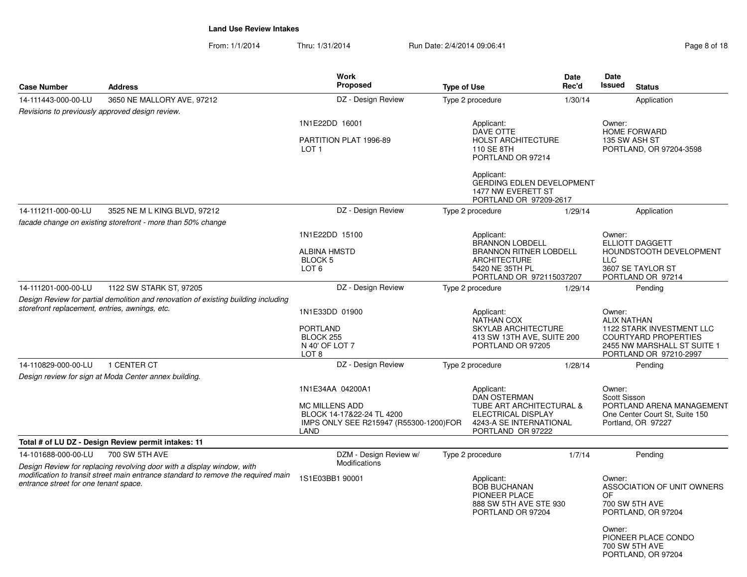# Land Use Review Intakes

From: 1/1/2014 Thru: 1/31/2014 Run Date: 2/4/2014 09:06:41

| Case Number | Address | Work Proposed | Type of Use | Date Rec'd | Date Issued | Status |
|---|---|---|---|---|---|---|
| 14-111443-000-00-LU | 3650 NE MALLORY AVE, 97212 | DZ - Design Review | Type 2 procedure | 1/30/14 | | Application |

*Revisions to previously approved design review.*

1N1E22DD 16001

PARTITION PLAT 1996-89
LOT 1

Applicant:
DAVE OTTE
HOLST ARCHITECTURE
110 SE 8TH
PORTLAND OR 97214

Applicant:
GERDING EDLEN DEVELOPMENT
1477 NW EVERETT ST
PORTLAND OR 97209-2617

Owner:
HOME FORWARD
135 SW ASH ST
PORTLAND, OR 97204-3598

| Case Number | Address | Work Proposed | Type of Use | Date Rec'd | Date Issued | Status |
|---|---|---|---|---|---|---|
| 14-111211-000-00-LU | 3525 NE M L KING BLVD, 97212 | DZ - Design Review | Type 2 procedure | 1/29/14 | | Application |

*facade change on existing storefront - more than 50% change*

1N1E22DD 15100

ALBINA HMSTD
BLOCK 5
LOT 6

Applicant:
BRANNON LOBDELL
BRANNON RITNER LOBDELL ARCHITECTURE
5420 NE 35TH PL
PORTLAND OR 972115037207

Owner:
ELLIOTT DAGGETT
HOUNDSTOOTH DEVELOPMENT LLC
3607 SE TAYLOR ST
PORTLAND OR 97214

| Case Number | Address | Work Proposed | Type of Use | Date Rec'd | Date Issued | Status |
|---|---|---|---|---|---|---|
| 14-111201-000-00-LU | 1122 SW STARK ST, 97205 | DZ - Design Review | Type 2 procedure | 1/29/14 | | Pending |

*Design Review for partial demolition and renovation of existing building including storefront replacement, entries, awnings, etc.*

1N1E33DD 01900

PORTLAND
BLOCK 255
N 40' OF LOT 7
LOT 8

Applicant:
NATHAN COX
SKYLAB ARCHITECTURE
413 SW 13TH AVE, SUITE 200
PORTLAND OR 97205

Owner:
ALIX NATHAN
1122 STARK INVESTMENT LLC
COURTYARD PROPERTIES
2455 NW MARSHALL ST SUITE 1
PORTLAND OR 97210-2997

| Case Number | Address | Work Proposed | Type of Use | Date Rec'd | Date Issued | Status |
|---|---|---|---|---|---|---|
| 14-110829-000-00-LU | 1 CENTER CT | DZ - Design Review | Type 2 procedure | 1/28/14 | | Pending |

*Design review for sign at Moda Center annex building.*

1N1E34AA 04200A1

MC MILLENS ADD
BLOCK 14-17&22-24 TL 4200
IMPS ONLY SEE R215947 (R55300-1200)FOR LAND

Applicant:
DAN OSTERMAN
TUBE ART ARCHITECTURAL & ELECTRICAL DISPLAY
4243-A SE INTERNATIONAL
PORTLAND OR 97222

Owner:
Scott Sisson
PORTLAND ARENA MANAGEMENT
One Center Court St, Suite 150
Portland, OR 97227

**Total # of LU DZ - Design Review permit intakes: 11**

| Case Number | Address | Work Proposed | Type of Use | Date Rec'd | Date Issued | Status |
|---|---|---|---|---|---|---|
| 14-101688-000-00-LU | 700 SW 5TH AVE | DZM - Design Review w/ Modifications | Type 2 procedure | 1/7/14 | | Pending |

*Design Review for replacing revolving door with a display window, with modification to transit street main entrance standard to remove the required main entrance street for one tenant space.*

1S1E03BB1 90001

Applicant:
BOB BUCHANAN
PIONEER PLACE
888 SW 5TH AVE STE 930
PORTLAND OR 97204

Owner:
ASSOCIATION OF UNIT OWNERS OF
700 SW 5TH AVE
PORTLAND, OR 97204

Owner:
PIONEER PLACE CONDO
700 SW 5TH AVE
PORTLAND, OR 97204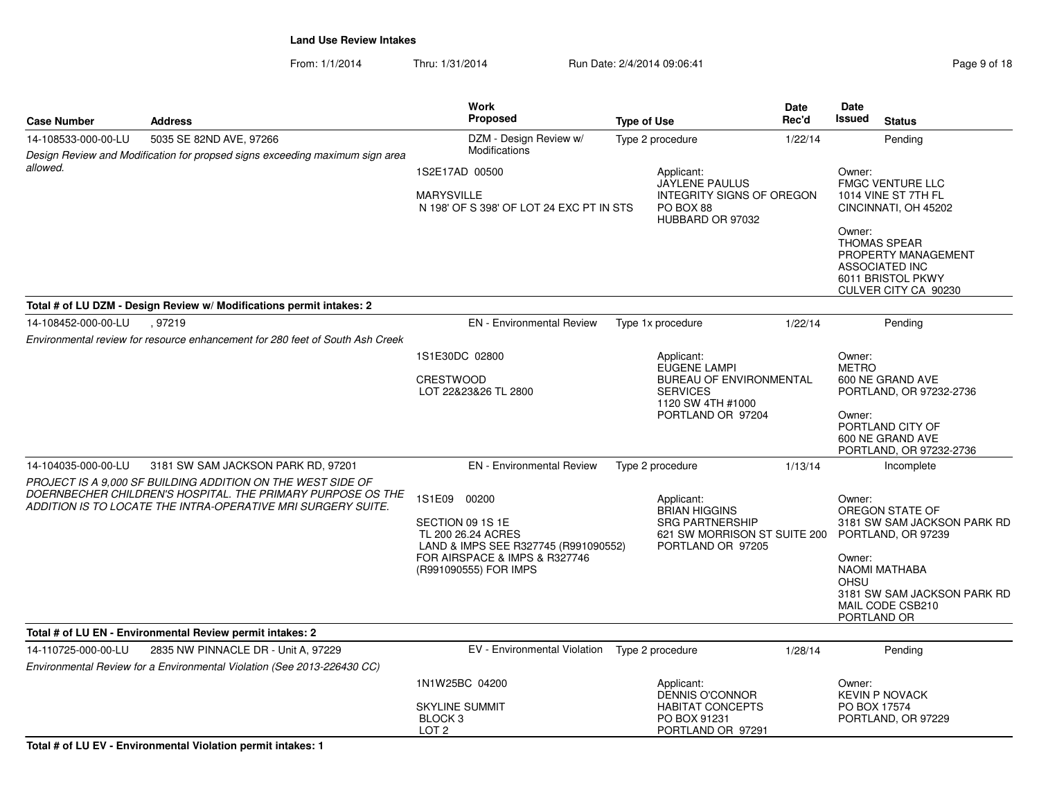**Land Use Review Intakes**

From: 1/1/2014 Thru: 1/31/2014 Run Date: 2/4/2014 09:06:41

| Case Number | Address | Work Proposed | Type of Use | Date Rec'd | Date Issued | Status |
|---|---|---|---|---|---|---|
| 14-108533-000-00-LU | 5035 SE 82ND AVE, 97266 | DZM - Design Review w/ Modifications | Type 2 procedure | 1/22/14 | | Pending |

*Design Review and Modification for propsed signs exceeding maximum sign area allowed.*

1S2E17AD 00500

MARYSVILLE
N 198' OF S 398' OF LOT 24 EXC PT IN STS

Applicant:
JAYLENE PAULUS
INTEGRITY SIGNS OF OREGON
PO BOX 88
HUBBARD OR 97032

Owner:
FMGC VENTURE LLC
1014 VINE ST 7TH FL
CINCINNATI, OH 45202

Owner:
THOMAS SPEAR
PROPERTY MANAGEMENT ASSOCIATED INC
6011 BRISTOL PKWY
CULVER CITY CA 90230

**Total # of LU DZM - Design Review w/ Modifications permit intakes: 2**

| Case Number | Address | Work Proposed | Type of Use | Date Rec'd | Date Issued | Status |
|---|---|---|---|---|---|---|
| 14-108452-000-00-LU | , 97219 | EN - Environmental Review | Type 1x procedure | 1/22/14 | | Pending |

*Environmental review for resource enhancement for 280 feet of South Ash Creek*

1S1E30DC 02800

CRESTWOOD
LOT 22&23&26 TL 2800

Applicant:
EUGENE LAMPI
BUREAU OF ENVIRONMENTAL SERVICES
1120 SW 4TH #1000
PORTLAND OR 97204

Owner:
METRO
600 NE GRAND AVE
PORTLAND, OR 97232-2736

Owner:
PORTLAND CITY OF
600 NE GRAND AVE
PORTLAND, OR 97232-2736

| Case Number | Address | Work Proposed | Type of Use | Date Rec'd | Date Issued | Status |
|---|---|---|---|---|---|---|
| 14-104035-000-00-LU | 3181 SW SAM JACKSON PARK RD, 97201 | EN - Environmental Review | Type 2 procedure | 1/13/14 | | Incomplete |

*PROJECT IS A 9,000 SF BUILDING ADDITION ON THE WEST SIDE OF DOERNBECHER CHILDREN'S HOSPITAL. THE PRIMARY PURPOSE OS THE ADDITION IS TO LOCATE THE INTRA-OPERATIVE MRI SURGERY SUITE.*

1S1E09 00200

SECTION 09 1S 1E
TL 200 26.24 ACRES
LAND & IMPS SEE R327745 (R991090552) FOR AIRSPACE & IMPS & R327746 (R991090555) FOR IMPS

Applicant:
BRIAN HIGGINS
SRG PARTNERSHIP
621 SW MORRISON ST SUITE 200
PORTLAND OR 97205

Owner:
OREGON STATE OF
3181 SW SAM JACKSON PARK RD
PORTLAND, OR 97239

Owner:
NAOMI MATHABA
OHSU
3181 SW SAM JACKSON PARK RD
MAIL CODE CSB210
PORTLAND OR

**Total # of LU EN - Environmental Review permit intakes: 2**

| Case Number | Address | Work Proposed | Type of Use | Date Rec'd | Date Issued | Status |
|---|---|---|---|---|---|---|
| 14-110725-000-00-LU | 2835 NW PINNACLE DR - Unit A, 97229 | EV - Environmental Violation | Type 2 procedure | 1/28/14 | | Pending |

*Environmental Review for a Environmental Violation (See 2013-226430 CC)*

1N1W25BC 04200

SKYLINE SUMMIT
BLOCK 3
LOT 2

Applicant:
DENNIS O'CONNOR
HABITAT CONCEPTS
PO BOX 91231
PORTLAND OR 97291

Owner:
KEVIN P NOVACK
PO BOX 17574
PORTLAND, OR 97229

**Total # of LU EV - Environmental Violation permit intakes: 1**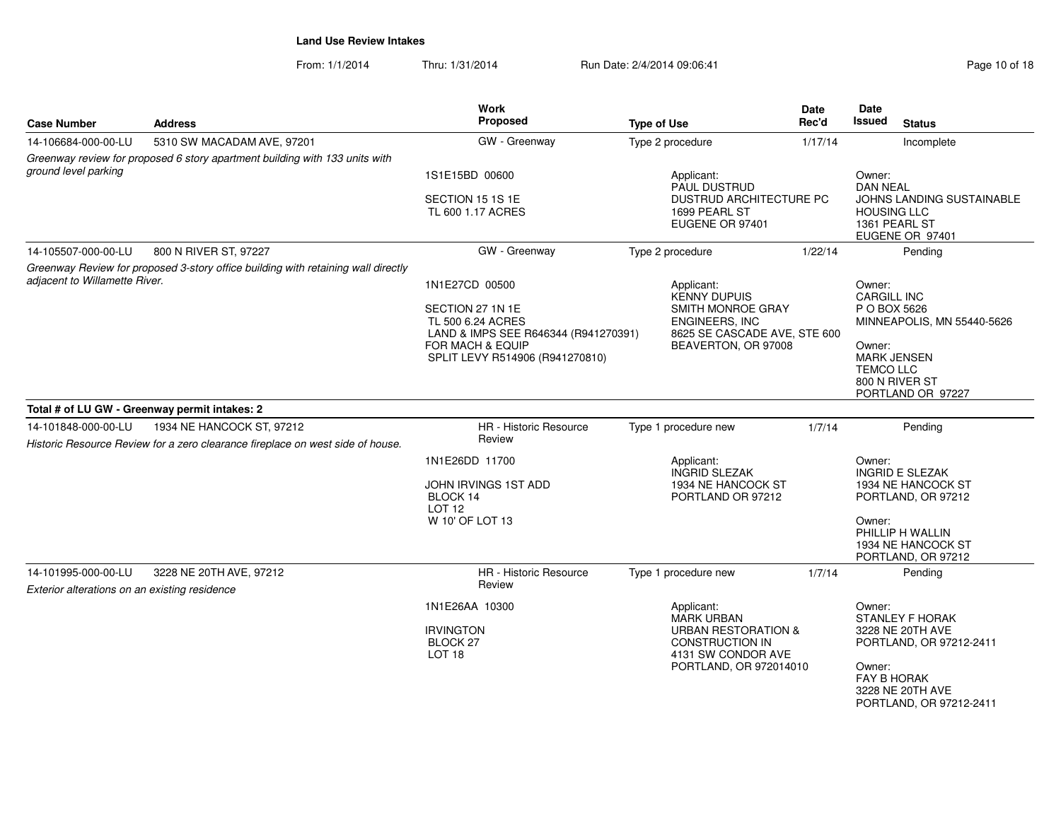## Land Use Review Intakes

From: 1/1/2014 Thru: 1/31/2014 Run Date: 2/4/2014 09:06:41

| Case Number | Address | Work Proposed | Type of Use | Date Rec'd | Date Issued | Status |
|---|---|---|---|---|---|---|
| 14-106684-000-00-LU | 5310 SW MACADAM AVE, 97201 | GW - Greenway | Type 2 procedure | 1/17/14 | | Incomplete |

*Greenway review for proposed 6 story apartment building with 133 units with ground level parking*

1S1E15BD 00600

SECTION 15 1S 1E
TL 600 1.17 ACRES

Applicant:
PAUL DUSTRUD
DUSTRUD ARCHITECTURE PC
1699 PEARL ST
EUGENE OR 97401

Owner:
DAN NEAL
JOHNS LANDING SUSTAINABLE HOUSING LLC
1361 PEARL ST
EUGENE OR 97401

| Case Number | Address | Work Proposed | Type of Use | Date Rec'd | Date Issued | Status |
|---|---|---|---|---|---|---|
| 14-105507-000-00-LU | 800 N RIVER ST, 97227 | GW - Greenway | Type 2 procedure | 1/22/14 | | Pending |

*Greenway Review for proposed 3-story office building with retaining wall directly adjacent to Willamette River.*

1N1E27CD 00500

SECTION 27 1N 1E
TL 500 6.24 ACRES
LAND & IMPS SEE R646344 (R941270391) FOR MACH & EQUIP
SPLIT LEVY R514906 (R941270810)

Applicant:
KENNY DUPUIS
SMITH MONROE GRAY ENGINEERS, INC
8625 SE CASCADE AVE, STE 600
BEAVERTON, OR 97008

Owner:
CARGILL INC
P O BOX 5626
MINNEAPOLIS, MN 55440-5626

Owner:
MARK JENSEN
TEMCO LLC
800 N RIVER ST
PORTLAND OR 97227

**Total # of LU GW - Greenway permit intakes: 2**

| Case Number | Address | Work Proposed | Type of Use | Date Rec'd | Date Issued | Status |
|---|---|---|---|---|---|---|
| 14-101848-000-00-LU | 1934 NE HANCOCK ST, 97212 | HR - Historic Resource Review | Type 1 procedure new | 1/7/14 | | Pending |

*Historic Resource Review for a zero clearance fireplace on west side of house.*

1N1E26DD 11700

JOHN IRVINGS 1ST ADD
BLOCK 14
LOT 12
W 10' OF LOT 13

Applicant:
INGRID SLEZAK
1934 NE HANCOCK ST
PORTLAND OR 97212

Owner:
INGRID E SLEZAK
1934 NE HANCOCK ST
PORTLAND, OR 97212

Owner:
PHILLIP H WALLIN
1934 NE HANCOCK ST
PORTLAND, OR 97212

| Case Number | Address | Work Proposed | Type of Use | Date Rec'd | Date Issued | Status |
|---|---|---|---|---|---|---|
| 14-101995-000-00-LU | 3228 NE 20TH AVE, 97212 | HR - Historic Resource Review | Type 1 procedure new | 1/7/14 | | Pending |

*Exterior alterations on an existing residence*

1N1E26AA 10300

IRVINGTON
BLOCK 27
LOT 18

Applicant:
MARK URBAN
URBAN RESTORATION & CONSTRUCTION IN
4131 SW CONDOR AVE
PORTLAND, OR 972014010

Owner:
STANLEY F HORAK
3228 NE 20TH AVE
PORTLAND, OR 97212-2411

Owner:
FAY B HORAK
3228 NE 20TH AVE
PORTLAND, OR 97212-2411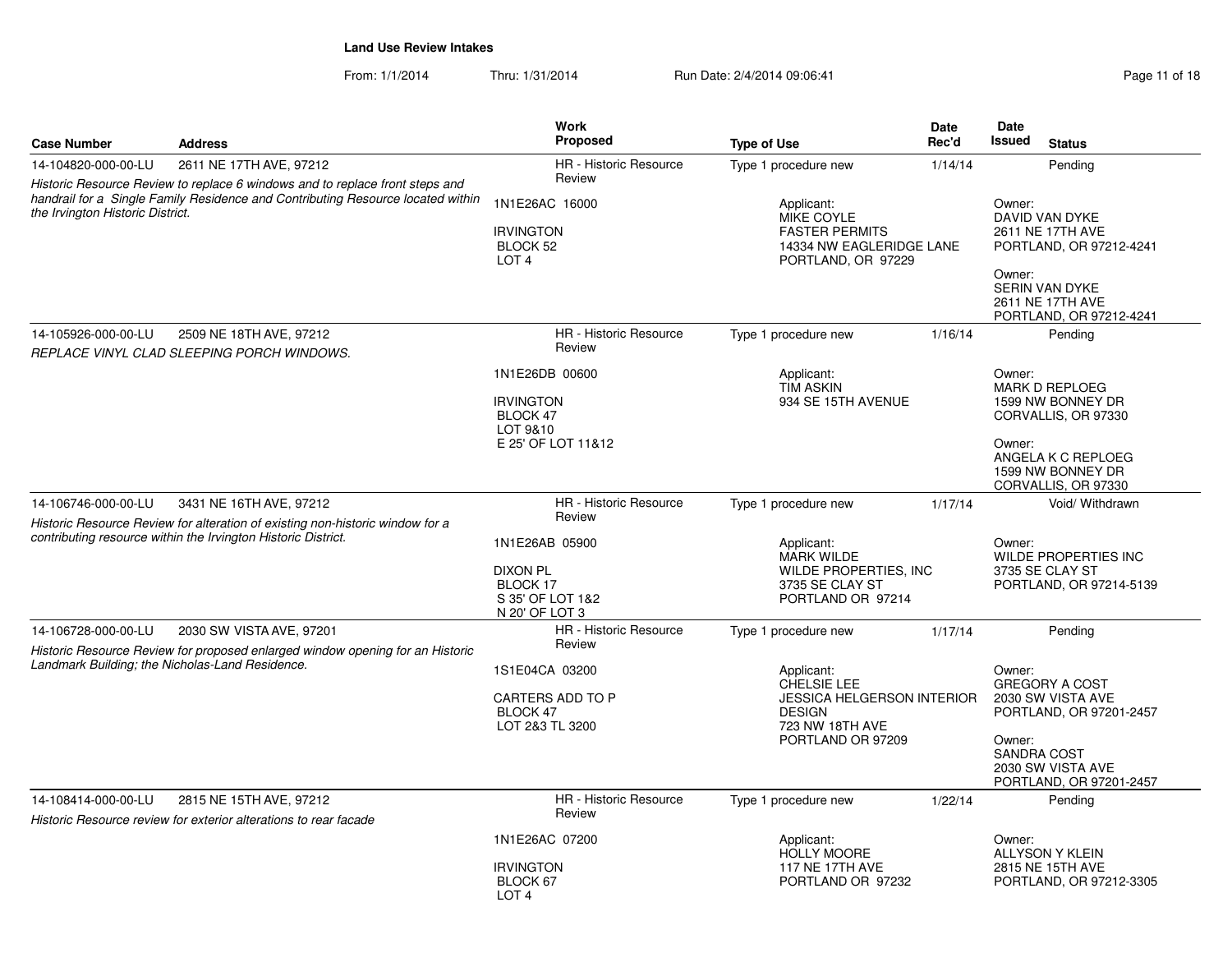**Land Use Review Intakes**

From: 1/1/2014 Thru: 1/31/2014 Run Date: 2/4/2014 09:06:41

| Case Number | Address | Work Proposed | Type of Use | Date Rec'd | Date Issued | Status |
|---|---|---|---|---|---|---|
| 14-104820-000-00-LU | 2611 NE 17TH AVE, 97212 | HR - Historic Resource Review | Type 1 procedure new | 1/14/14 | | Pending |
| *Historic Resource Review to replace 6 windows and to replace front steps and handrail for a Single Family Residence and Contributing Resource located within the Irvington Historic District.* | | 1N1E26AC 16000<br><br>IRVINGTON<br>BLOCK 52<br>LOT 4 | Applicant:<br>MIKE COYLE<br>FASTER PERMITS<br>14334 NW EAGLERIDGE LANE<br>PORTLAND, OR 97229 | | Owner:<br>DAVID VAN DYKE<br>2611 NE 17TH AVE<br>PORTLAND, OR 97212-4241<br><br>Owner:<br>SERIN VAN DYKE<br>2611 NE 17TH AVE<br>PORTLAND, OR 97212-4241 | |
| 14-105926-000-00-LU | 2509 NE 18TH AVE, 97212 | HR - Historic Resource Review | Type 1 procedure new | 1/16/14 | | Pending |
| *REPLACE VINYL CLAD SLEEPING PORCH WINDOWS.* | | 1N1E26DB 00600<br><br>IRVINGTON<br>BLOCK 47<br>LOT 9&10<br>E 25' OF LOT 11&12 | Applicant:<br>TIM ASKIN<br>934 SE 15TH AVENUE | | Owner:<br>MARK D REPLOEG<br>1599 NW BONNEY DR<br>CORVALLIS, OR 97330<br><br>Owner:<br>ANGELA K C REPLOEG<br>1599 NW BONNEY DR<br>CORVALLIS, OR 97330 | |
| 14-106746-000-00-LU | 3431 NE 16TH AVE, 97212 | HR - Historic Resource Review | Type 1 procedure new | 1/17/14 | | Void/ Withdrawn |
| *Historic Resource Review for alteration of existing non-historic window for a contributing resource within the Irvington Historic District.* | | 1N1E26AB 05900<br><br>DIXON PL<br>BLOCK 17<br>S 35' OF LOT 1&2<br>N 20' OF LOT 3 | Applicant:<br>MARK WILDE<br>WILDE PROPERTIES, INC<br>3735 SE CLAY ST<br>PORTLAND OR 97214 | | Owner:<br>WILDE PROPERTIES INC<br>3735 SE CLAY ST<br>PORTLAND, OR 97214-5139 | |
| 14-106728-000-00-LU | 2030 SW VISTA AVE, 97201 | HR - Historic Resource Review | Type 1 procedure new | 1/17/14 | | Pending |
| *Historic Resource Review for proposed enlarged window opening for an Historic Landmark Building; the Nicholas-Land Residence.* | | 1S1E04CA 03200<br><br>CARTERS ADD TO P<br>BLOCK 47<br>LOT 2&3 TL 3200 | Applicant:<br>CHELSIE LEE<br>JESSICA HELGERSON INTERIOR DESIGN<br>723 NW 18TH AVE<br>PORTLAND OR 97209 | | Owner:<br>GREGORY A COST<br>2030 SW VISTA AVE<br>PORTLAND, OR 97201-2457<br><br>Owner:<br>SANDRA COST<br>2030 SW VISTA AVE<br>PORTLAND, OR 97201-2457 | |
| 14-108414-000-00-LU | 2815 NE 15TH AVE, 97212 | HR - Historic Resource Review | Type 1 procedure new | 1/22/14 | | Pending |
| *Historic Resource review for exterior alterations to rear facade* | | 1N1E26AC 07200<br><br>IRVINGTON<br>BLOCK 67<br>LOT 4 | Applicant:<br>HOLLY MOORE<br>117 NE 17TH AVE<br>PORTLAND OR 97232 | | Owner:<br>ALLYSON Y KLEIN<br>2815 NE 15TH AVE<br>PORTLAND, OR 97212-3305 | |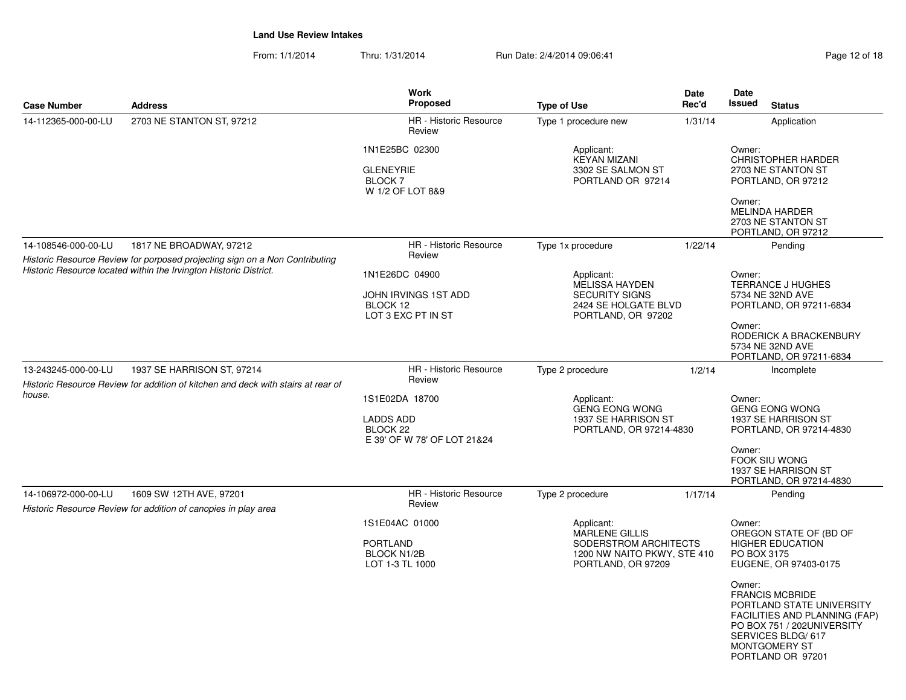**Land Use Review Intakes**

From: 1/1/2014 Thru: 1/31/2014 Run Date: 2/4/2014 09:06:41

| Case Number | Address | Work Proposed | Type of Use | Date Rec'd | Date Issued | Status |
|---|---|---|---|---|---|---|
| 14-112365-000-00-LU | 2703 NE STANTON ST, 97212 | HR - Historic Resource Review | Type 1 procedure new | 1/31/14 | | Application |
| | | 1N1E25BC 02300<br><br>GLENEYRIE<br>BLOCK 7<br>W 1/2 OF LOT 8&9 | Applicant:<br>KEYAN MIZANI<br>3302 SE SALMON ST<br>PORTLAND OR 97214 | | | Owner:<br>CHRISTOPHER HARDER<br>2703 NE STANTON ST<br>PORTLAND, OR 97212<br><br>Owner:<br>MELINDA HARDER<br>2703 NE STANTON ST<br>PORTLAND, OR 97212 |
| 14-108546-000-00-LU | 1817 NE BROADWAY, 97212 | HR - Historic Resource Review | Type 1x procedure | 1/22/14 | | Pending |
| | *Historic Resource Review for porposed projecting sign on a Non Contributing Historic Resource located within the Irvington Historic District.* | 1N1E26DC 04900<br><br>JOHN IRVINGS 1ST ADD<br>BLOCK 12<br>LOT 3 EXC PT IN ST | Applicant:<br>MELISSA HAYDEN<br>SECURITY SIGNS<br>2424 SE HOLGATE BLVD<br>PORTLAND, OR 97202 | | | Owner:<br>TERRANCE J HUGHES<br>5734 NE 32ND AVE<br>PORTLAND, OR 97211-6834<br><br>Owner:<br>RODERICK A BRACKENBURY<br>5734 NE 32ND AVE<br>PORTLAND, OR 97211-6834 |
| 13-243245-000-00-LU | 1937 SE HARRISON ST, 97214 | HR - Historic Resource Review | Type 2 procedure | 1/2/14 | | Incomplete |
| | *Historic Resource Review for addition of kitchen and deck with stairs at rear of house.* | 1S1E02DA 18700<br><br>LADDS ADD<br>BLOCK 22<br>E 39' OF W 78' OF LOT 21&24 | Applicant:<br>GENG EONG WONG<br>1937 SE HARRISON ST<br>PORTLAND, OR 97214-4830 | | | Owner:<br>GENG EONG WONG<br>1937 SE HARRISON ST<br>PORTLAND, OR 97214-4830<br><br>Owner:<br>FOOK SIU WONG<br>1937 SE HARRISON ST<br>PORTLAND, OR 97214-4830 |
| 14-106972-000-00-LU | 1609 SW 12TH AVE, 97201 | HR - Historic Resource Review | Type 2 procedure | 1/17/14 | | Pending |
| | *Historic Resource Review for addition of canopies in play area* | 1S1E04AC 01000<br><br>PORTLAND<br>BLOCK N1/2B<br>LOT 1-3 TL 1000 | Applicant:<br>MARLENE GILLIS<br>SODERSTROM ARCHITECTS<br>1200 NW NAITO PKWY, STE 410<br>PORTLAND, OR 97209 | | | Owner:<br>OREGON STATE OF (BD OF HIGHER EDUCATION<br>PO BOX 3175<br>EUGENE, OR 97403-0175<br><br>Owner:<br>FRANCIS MCBRIDE<br>PORTLAND STATE UNIVERSITY FACILITIES AND PLANNING (FAP)<br>PO BOX 751 / 202UNIVERSITY SERVICES BLDG/ 617 MONTGOMERY ST<br>PORTLAND OR 97201 |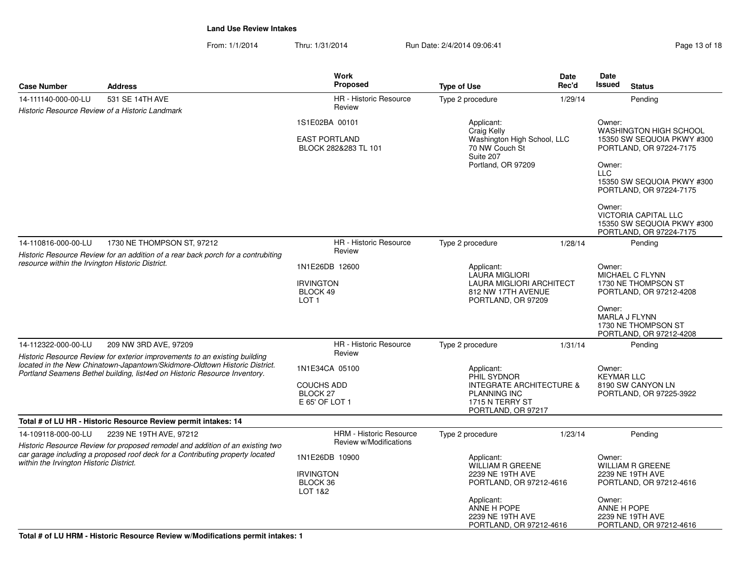**Land Use Review Intakes**

From: 1/1/2014 Thru: 1/31/2014 Run Date: 2/4/2014 09:06:41

| Case Number | Address | Work Proposed | Type of Use | Date Rec'd | Date Issued | Status |
|---|---|---|---|---|---|---|
| 14-111140-000-00-LU | 531 SE 14TH AVE | HR - Historic Resource Review | Type 2 procedure | 1/29/14 | | Pending |
| *Historic Resource Review of a Historic Landmark* | | 1S1E02BA 00101<br><br>EAST PORTLAND<br>BLOCK 282&283 TL 101 | Applicant:<br>Craig Kelly<br>Washington High School, LLC<br>70 NW Couch St<br>Suite 207<br>Portland, OR 97209 | | Owner:<br>WASHINGTON HIGH SCHOOL<br>15350 SW SEQUOIA PKWY #300<br>PORTLAND, OR 97224-7175<br><br>Owner:<br>LLC<br>15350 SW SEQUOIA PKWY #300<br>PORTLAND, OR 97224-7175<br><br>Owner:<br>VICTORIA CAPITAL LLC<br>15350 SW SEQUOIA PKWY #300<br>PORTLAND, OR 97224-7175 | |
| 14-110816-000-00-LU | 1730 NE THOMPSON ST, 97212 | HR - Historic Resource Review | Type 2 procedure | 1/28/14 | | Pending |
| *Historic Resource Review for an addition of a rear back porch for a contrubiting resource within the Irvington Historic District.* | | 1N1E26DB 12600<br><br>IRVINGTON<br>BLOCK 49<br>LOT 1 | Applicant:<br>LAURA MIGLIORI<br>LAURA MIGLIORI ARCHITECT<br>812 NW 17TH AVENUE<br>PORTLAND, OR 97209 | | Owner:<br>MICHAEL C FLYNN<br>1730 NE THOMPSON ST<br>PORTLAND, OR 97212-4208<br><br>Owner:<br>MARLA J FLYNN<br>1730 NE THOMPSON ST<br>PORTLAND, OR 97212-4208 | |
| 14-112322-000-00-LU | 209 NW 3RD AVE, 97209 | HR - Historic Resource Review | Type 2 procedure | 1/31/14 | | Pending |
| *Historic Resource Review for exterior improvements to an existing building located in the New Chinatown-Japantown/Skidmore-Oldtown Historic District. Portland Seamens Bethel building, list4ed on Historic Resource Inventory.* | | 1N1E34CA 05100<br><br>COUCHS ADD<br>BLOCK 27<br>E 65' OF LOT 1 | Applicant:<br>PHIL SYDNOR<br>INTEGRATE ARCHITECTURE & PLANNING INC<br>1715 N TERRY ST<br>PORTLAND, OR 97217 | | Owner:<br>KEYMAR LLC<br>8190 SW CANYON LN<br>PORTLAND, OR 97225-3922 | |

**Total # of LU HR - Historic Resource Review permit intakes: 14**

| Case Number | Address | Work Proposed | Type of Use | Date Rec'd | Date Issued | Status |
|---|---|---|---|---|---|---|
| 14-109118-000-00-LU | 2239 NE 19TH AVE, 97212 | HRM - Historic Resource Review w/Modifications | Type 2 procedure | 1/23/14 | | Pending |
| *Historic Resource Review for proposed remodel and addition of an existing two car garage including a proposed roof deck for a Contributing property located within the Irvington Historic District.* | | 1N1E26DB 10900<br><br>IRVINGTON<br>BLOCK 36<br>LOT 1&2 | Applicant:<br>WILLIAM R GREENE<br>2239 NE 19TH AVE<br>PORTLAND, OR 97212-4616<br><br>Applicant:<br>ANNE H POPE<br>2239 NE 19TH AVE<br>PORTLAND, OR 97212-4616 | | Owner:<br>WILLIAM R GREENE<br>2239 NE 19TH AVE<br>PORTLAND, OR 97212-4616<br><br>Owner:<br>ANNE H POPE<br>2239 NE 19TH AVE<br>PORTLAND, OR 97212-4616 | |

**Total # of LU HRM - Historic Resource Review w/Modifications permit intakes: 1**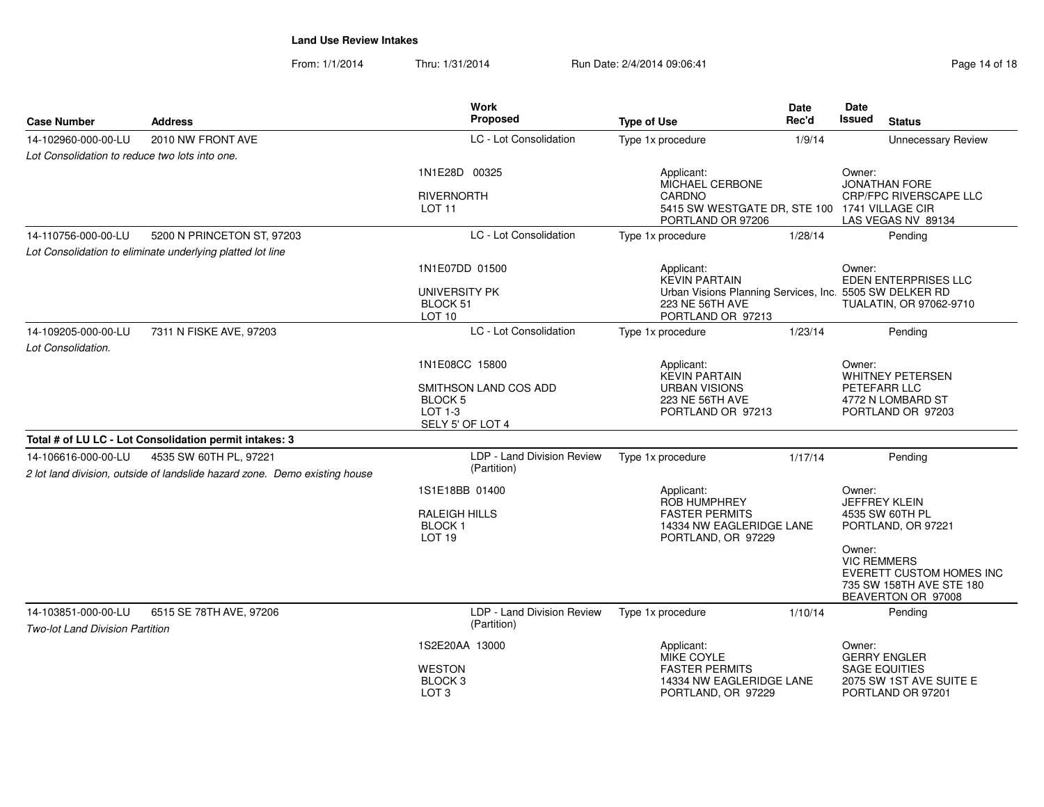**Land Use Review Intakes**

From: 1/1/2014 Thru: 1/31/2014 Run Date: 2/4/2014 09:06:41

| Case Number | Address | Work Proposed | Type of Use | Date Rec'd | Date Issued | Status |
|---|---|---|---|---|---|---|
| 14-102960-000-00-LU | 2010 NW FRONT AVE | LC - Lot Consolidation | Type 1x procedure | 1/9/14 | | Unnecessary Review |
| *Lot Consolidation to reduce two lots into one.* | | 1N1E28D 00325<br>RIVERNORTH<br>LOT 11 | Applicant:<br>MICHAEL CERBONE<br>CARDNO<br>5415 SW WESTGATE DR, STE 100<br>PORTLAND OR 97206 | | Owner:<br>JONATHAN FORE<br>CRP/FPC RIVERSCAPE LLC<br>1741 VILLAGE CIR<br>LAS VEGAS NV 89134 | |
| 14-110756-000-00-LU | 5200 N PRINCETON ST, 97203 | LC - Lot Consolidation | Type 1x procedure | 1/28/14 | | Pending |
| *Lot Consolidation to eliminate underlying platted lot line* | | 1N1E07DD 01500<br>UNIVERSITY PK<br>BLOCK 51<br>LOT 10 | Applicant:<br>KEVIN PARTAIN<br>Urban Visions Planning Services, Inc.<br>223 NE 56TH AVE<br>PORTLAND OR 97213 | | Owner:<br>EDEN ENTERPRISES LLC<br>5505 SW DELKER RD<br>TUALATIN, OR 97062-9710 | |
| 14-109205-000-00-LU | 7311 N FISKE AVE, 97203 | LC - Lot Consolidation | Type 1x procedure | 1/23/14 | | Pending |
| *Lot Consolidation.* | | 1N1E08CC 15800<br>SMITHSON LAND COS ADD<br>BLOCK 5<br>LOT 1-3<br>SELY 5' OF LOT 4 | Applicant:<br>KEVIN PARTAIN<br>URBAN VISIONS<br>223 NE 56TH AVE<br>PORTLAND OR 97213 | | Owner:<br>WHITNEY PETERSEN<br>PETEFARR LLC<br>4772 N LOMBARD ST<br>PORTLAND OR 97203 | |

**Total # of LU LC - Lot Consolidation permit intakes: 3**

| Case Number | Address | Work Proposed | Type of Use | Date Rec'd | Date Issued | Status |
|---|---|---|---|---|---|---|
| 14-106616-000-00-LU | 4535 SW 60TH PL, 97221 | LDP - Land Division Review (Partition) | Type 1x procedure | 1/17/14 | | Pending |
| *2 lot land division, outside of landslide hazard zone. Demo existing house* | | 1S1E18BB 01400<br>RALEIGH HILLS<br>BLOCK 1<br>LOT 19 | Applicant:<br>ROB HUMPHREY<br>FASTER PERMITS<br>14334 NW EAGLERIDGE LANE<br>PORTLAND, OR 97229 | | Owner:<br>JEFFREY KLEIN<br>4535 SW 60TH PL<br>PORTLAND, OR 97221<br><br>Owner:<br>VIC REMMERS<br>EVERETT CUSTOM HOMES INC<br>735 SW 158TH AVE STE 180<br>BEAVERTON OR 97008 | |
| 14-103851-000-00-LU | 6515 SE 78TH AVE, 97206 | LDP - Land Division Review (Partition) | Type 1x procedure | 1/10/14 | | Pending |
| *Two-lot Land Division Partition* | | 1S2E20AA 13000<br>WESTON<br>BLOCK 3<br>LOT 3 | Applicant:<br>MIKE COYLE<br>FASTER PERMITS<br>14334 NW EAGLERIDGE LANE<br>PORTLAND, OR 97229 | | Owner:<br>GERRY ENGLER<br>SAGE EQUITIES<br>2075 SW 1ST AVE SUITE E<br>PORTLAND OR 97201 | |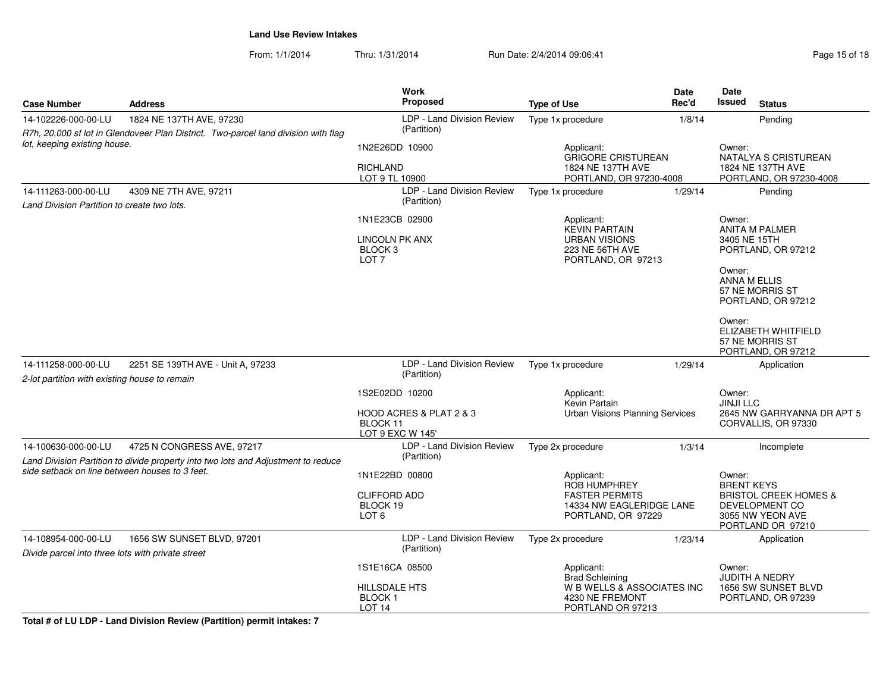**Land Use Review Intakes**

From: 1/1/2014 Thru: 1/31/2014 Run Date: 2/4/2014 09:06:41

| Case Number | Address | Work Proposed | Type of Use | Date Rec'd | Date Issued | Status |
|---|---|---|---|---|---|---|
| 14-102226-000-00-LU | 1824 NE 137TH AVE, 97230 | LDP - Land Division Review (Partition) | Type 1x procedure | 1/8/14 | | Pending |
| *R7h, 20,000 sf lot in Glendoveer Plan District. Two-parcel land division with flag lot, keeping existing house.* | | 1N2E26DD 10900<br>RICHLAND<br>LOT 9 TL 10900 | Applicant:<br>GRIGORE CRISTUREAN<br>1824 NE 137TH AVE<br>PORTLAND, OR 97230-4008 | | Owner:<br>NATALYA S CRISTUREAN<br>1824 NE 137TH AVE<br>PORTLAND, OR 97230-4008 | |
| 14-111263-000-00-LU | 4309 NE 7TH AVE, 97211 | LDP - Land Division Review (Partition) | Type 1x procedure | 1/29/14 | | Pending |
| *Land Division Partition to create two lots.* | | 1N1E23CB 02900<br>LINCOLN PK ANX<br>BLOCK 3<br>LOT 7 | Applicant:<br>KEVIN PARTAIN<br>URBAN VISIONS<br>223 NE 56TH AVE<br>PORTLAND, OR 97213 | | Owner:<br>ANITA M PALMER<br>3405 NE 15TH<br>PORTLAND, OR 97212<br>Owner:<br>ANNA M ELLIS<br>57 NE MORRIS ST<br>PORTLAND, OR 97212<br>Owner:<br>ELIZABETH WHITFIELD<br>57 NE MORRIS ST<br>PORTLAND, OR 97212 | |
| 14-111258-000-00-LU | 2251 SE 139TH AVE - Unit A, 97233 | LDP - Land Division Review (Partition) | Type 1x procedure | 1/29/14 | | Application |
| *2-lot partition with existing house to remain* | | 1S2E02DD 10200<br>HOOD ACRES & PLAT 2 & 3<br>BLOCK 11<br>LOT 9 EXC W 145' | Applicant:<br>Kevin Partain<br>Urban Visions Planning Services | | Owner:<br>JINJI LLC<br>2645 NW GARRYANNA DR APT 5<br>CORVALLIS, OR 97330 | |
| 14-100630-000-00-LU | 4725 N CONGRESS AVE, 97217 | LDP - Land Division Review (Partition) | Type 2x procedure | 1/3/14 | | Incomplete |
| *Land Division Partition to divide property into two lots and Adjustment to reduce side setback on line between houses to 3 feet.* | | 1N1E22BD 00800<br>CLIFFORD ADD<br>BLOCK 19<br>LOT 6 | Applicant:<br>ROB HUMPHREY<br>FASTER PERMITS<br>14334 NW EAGLERIDGE LANE<br>PORTLAND, OR 97229 | | Owner:<br>BRENT KEYS<br>BRISTOL CREEK HOMES & DEVELOPMENT CO<br>3055 NW YEON AVE<br>PORTLAND OR 97210 | |
| 14-108954-000-00-LU | 1656 SW SUNSET BLVD, 97201 | LDP - Land Division Review (Partition) | Type 2x procedure | 1/23/14 | | Application |
| *Divide parcel into three lots with private street* | | 1S1E16CA 08500<br>HILLSDALE HTS<br>BLOCK 1<br>LOT 14 | Applicant:<br>Brad Schleining<br>W B WELLS & ASSOCIATES INC<br>4230 NE FREMONT<br>PORTLAND OR 97213 | | Owner:<br>JUDITH A NEDRY<br>1656 SW SUNSET BLVD<br>PORTLAND, OR 97239 | |

**Total # of LU LDP - Land Division Review (Partition) permit intakes: 7**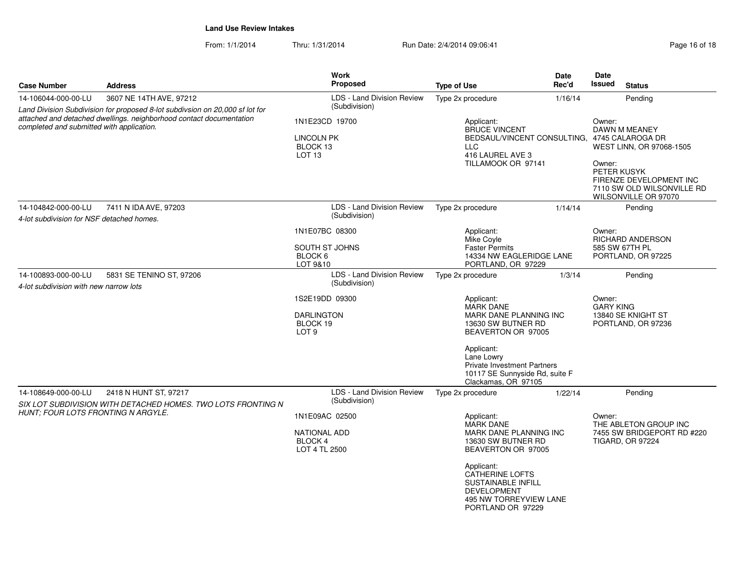**Land Use Review Intakes**

From: 1/1/2014 Thru: 1/31/2014 Run Date: 2/4/2014 09:06:41

| Case Number | Address | Work Proposed | Type of Use | Date Rec'd | Date Issued | Status |
|---|---|---|---|---|---|---|
| 14-106044-000-00-LU | 3607 NE 14TH AVE, 97212 | LDS - Land Division Review (Subdivision) | Type 2x procedure | 1/16/14 | | Pending |
| *Land Division Subdivision for proposed 8-lot subdivsion on 20,000 sf lot for attached and detached dwellings. neighborhood contact documentation completed and submitted with application.* | | 1N1E23CD 19700<br><br>LINCOLN PK<br>BLOCK 13<br>LOT 13 | Applicant:<br>BRUCE VINCENT<br>BEDSAUL/VINCENT CONSULTING, LLC<br>416 LAUREL AVE 3<br>TILLAMOOK OR 97141 | | Owner:<br>DAWN M MEANEY<br>4745 CALAROGA DR<br>WEST LINN, OR 97068-1505<br><br>Owner:<br>PETER KUSYK<br>FIRENZE DEVELOPMENT INC<br>7110 SW OLD WILSONVILLE RD<br>WILSONVILLE OR 97070 | |
| 14-104842-000-00-LU | 7411 N IDA AVE, 97203 | LDS - Land Division Review (Subdivision) | Type 2x procedure | 1/14/14 | | Pending |
| *4-lot subdivision for NSF detached homes.* | | 1N1E07BC 08300<br><br>SOUTH ST JOHNS<br>BLOCK 6<br>LOT 9&10 | Applicant:<br>Mike Coyle<br>Faster Permits<br>14334 NW EAGLERIDGE LANE<br>PORTLAND, OR 97229 | | Owner:<br>RICHARD ANDERSON<br>585 SW 67TH PL<br>PORTLAND, OR 97225 | |
| 14-100893-000-00-LU | 5831 SE TENINO ST, 97206 | LDS - Land Division Review (Subdivision) | Type 2x procedure | 1/3/14 | | Pending |
| *4-lot subdivision with new narrow lots* | | 1S2E19DD 09300<br><br>DARLINGTON<br>BLOCK 19<br>LOT 9 | Applicant:<br>MARK DANE<br>MARK DANE PLANNING INC<br>13630 SW BUTNER RD<br>BEAVERTON OR 97005<br><br>Applicant:<br>Lane Lowry<br>Private Investment Partners<br>10117 SE Sunnyside Rd, suite F<br>Clackamas, OR 97105 | | Owner:<br>GARY KING<br>13840 SE KNIGHT ST<br>PORTLAND, OR 97236 | |
| 14-108649-000-00-LU | 2418 N HUNT ST, 97217 | LDS - Land Division Review (Subdivision) | Type 2x procedure | 1/22/14 | | Pending |
| *SIX LOT SUBDIVISION WITH DETACHED HOMES. TWO LOTS FRONTING N HUNT; FOUR LOTS FRONTING N ARGYLE.* | | 1N1E09AC 02500<br><br>NATIONAL ADD<br>BLOCK 4<br>LOT 4 TL 2500 | Applicant:<br>MARK DANE<br>MARK DANE PLANNING INC<br>13630 SW BUTNER RD<br>BEAVERTON OR 97005<br><br>Applicant:<br>CATHERINE LOFTS<br>SUSTAINABLE INFILL DEVELOPMENT<br>495 NW TORREYVIEW LANE<br>PORTLAND OR 97229 | | Owner:<br>THE ABLETON GROUP INC<br>7455 SW BRIDGEPORT RD #220<br>TIGARD, OR 97224 | |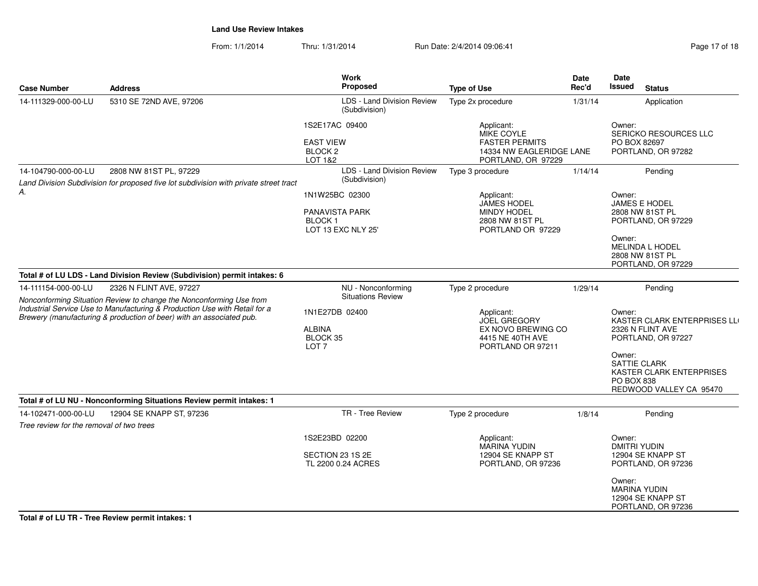**Land Use Review Intakes**

From: 1/1/2014 Thru: 1/31/2014 Run Date: 2/4/2014 09:06:41

| Case Number | Address | Work Proposed | Type of Use | Date Rec'd | Date Issued | Status |
|---|---|---|---|---|---|---|
| 14-111329-000-00-LU | 5310 SE 72ND AVE, 97206 | LDS - Land Division Review (Subdivision) | Type 2x procedure | 1/31/14 | | Application |
| | | 1S2E17AC 09400<br><br>EAST VIEW<br>BLOCK 2<br>LOT 1&2 | Applicant:<br>MIKE COYLE<br>FASTER PERMITS<br>14334 NW EAGLERIDGE LANE<br>PORTLAND, OR 97229 | | Owner:<br>SERICKO RESOURCES LLC<br>PO BOX 82697<br>PORTLAND, OR 97282 | |
| 14-104790-000-00-LU | 2808 NW 81ST PL, 97229<br>*Land Division Subdivision for proposed five lot subdivision with private street tract A.* | LDS - Land Division Review (Subdivision) | Type 3 procedure | 1/14/14 | | Pending |
| | | 1N1W25BC 02300<br><br>PANAVISTA PARK<br>BLOCK 1<br>LOT 13 EXC NLY 25' | Applicant:<br>JAMES HODEL<br>MINDY HODEL<br>2808 NW 81ST PL<br>PORTLAND OR 97229 | | Owner:<br>JAMES E HODEL<br>2808 NW 81ST PL<br>PORTLAND, OR 97229<br><br>Owner:<br>MELINDA L HODEL<br>2808 NW 81ST PL<br>PORTLAND, OR 97229 | |
| **Total # of LU LDS - Land Division Review (Subdivision) permit intakes: 6** | | | | | | |
| 14-111154-000-00-LU | 2326 N FLINT AVE, 97227<br>*Nonconforming Situation Review to change the Nonconforming Use from Industrial Service Use to Manufacturing & Production Use with Retail for a Brewery (manufacturing & production of beer) with an associated pub.* | NU - Nonconforming Situations Review | Type 2 procedure | 1/29/14 | | Pending |
| | | 1N1E27DB 02400<br><br>ALBINA<br>BLOCK 35<br>LOT 7 | Applicant:<br>JOEL GREGORY<br>EX NOVO BREWING CO<br>4415 NE 40TH AVE<br>PORTLAND OR 97211 | | Owner:<br>KASTER CLARK ENTERPRISES LL(<br>2326 N FLINT AVE<br>PORTLAND, OR 97227<br><br>Owner:<br>SATTIE CLARK<br>KASTER CLARK ENTERPRISES<br>PO BOX 838<br>REDWOOD VALLEY CA 95470 | |
| **Total # of LU NU - Nonconforming Situations Review permit intakes: 1** | | | | | | |
| 14-102471-000-00-LU | 12904 SE KNAPP ST, 97236<br>*Tree review for the removal of two trees* | TR - Tree Review | Type 2 procedure | 1/8/14 | | Pending |
| | | 1S2E23BD 02200<br><br>SECTION 23 1S 2E<br>TL 2200 0.24 ACRES | Applicant:<br>MARINA YUDIN<br>12904 SE KNAPP ST<br>PORTLAND, OR 97236 | | Owner:<br>DMITRI YUDIN<br>12904 SE KNAPP ST<br>PORTLAND, OR 97236<br><br>Owner:<br>MARINA YUDIN<br>12904 SE KNAPP ST<br>PORTLAND, OR 97236 | |
| **Total # of LU TR - Tree Review permit intakes: 1** | | | | | | |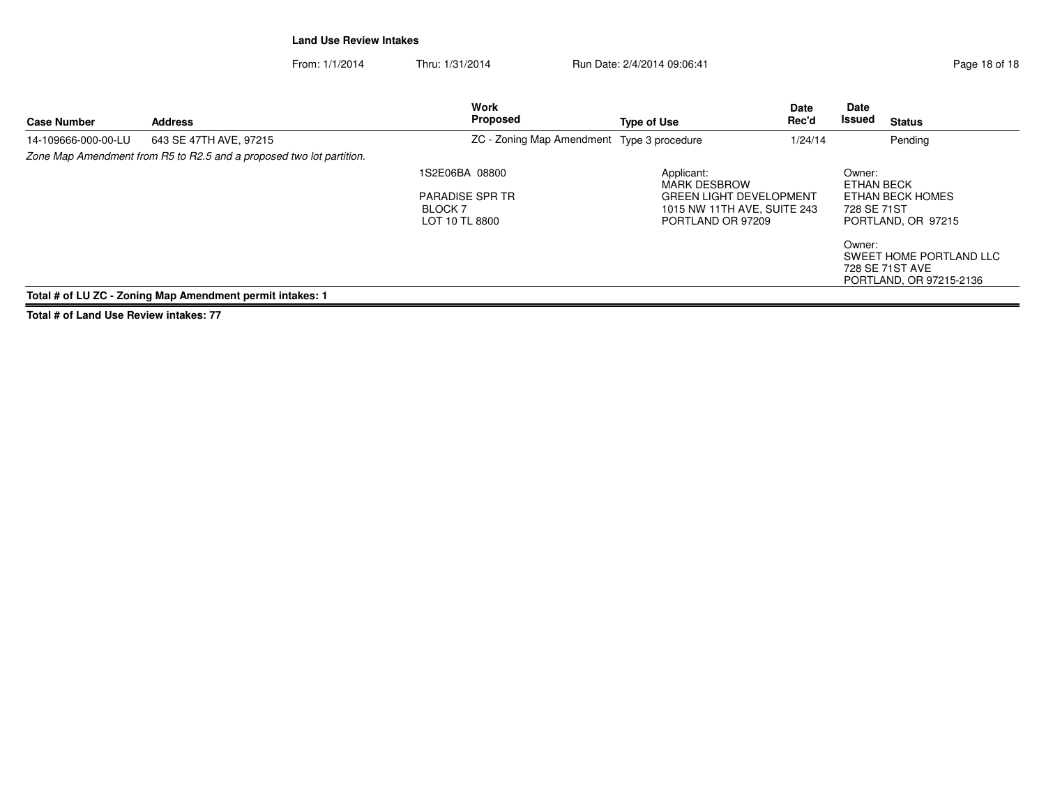| Case Number | Address | Work Proposed | Type of Use | Date Rec'd | Date Issued | Status |
|---|---|---|---|---|---|---|
| 14-109666-000-00-LU | 643 SE 47TH AVE, 97215 | ZC - Zoning Map Amendment | Type 3 procedure | 1/24/14 | | Pending |

*Zone Map Amendment from R5 to R2.5 and a proposed two lot partition.*

1S2E06BA 08800

PARADISE SPR TR
BLOCK 7
LOT 10 TL 8800

Applicant:
MARK DESBROW
GREEN LIGHT DEVELOPMENT
1015 NW 11TH AVE, SUITE 243
PORTLAND OR 97209

Owner:
ETHAN BECK
ETHAN BECK HOMES
728 SE 71ST
PORTLAND, OR 97215

Owner:
SWEET HOME PORTLAND LLC
728 SE 71ST AVE
PORTLAND, OR 97215-2136

**Total # of LU ZC - Zoning Map Amendment permit intakes: 1**

**Total # of Land Use Review intakes: 77**